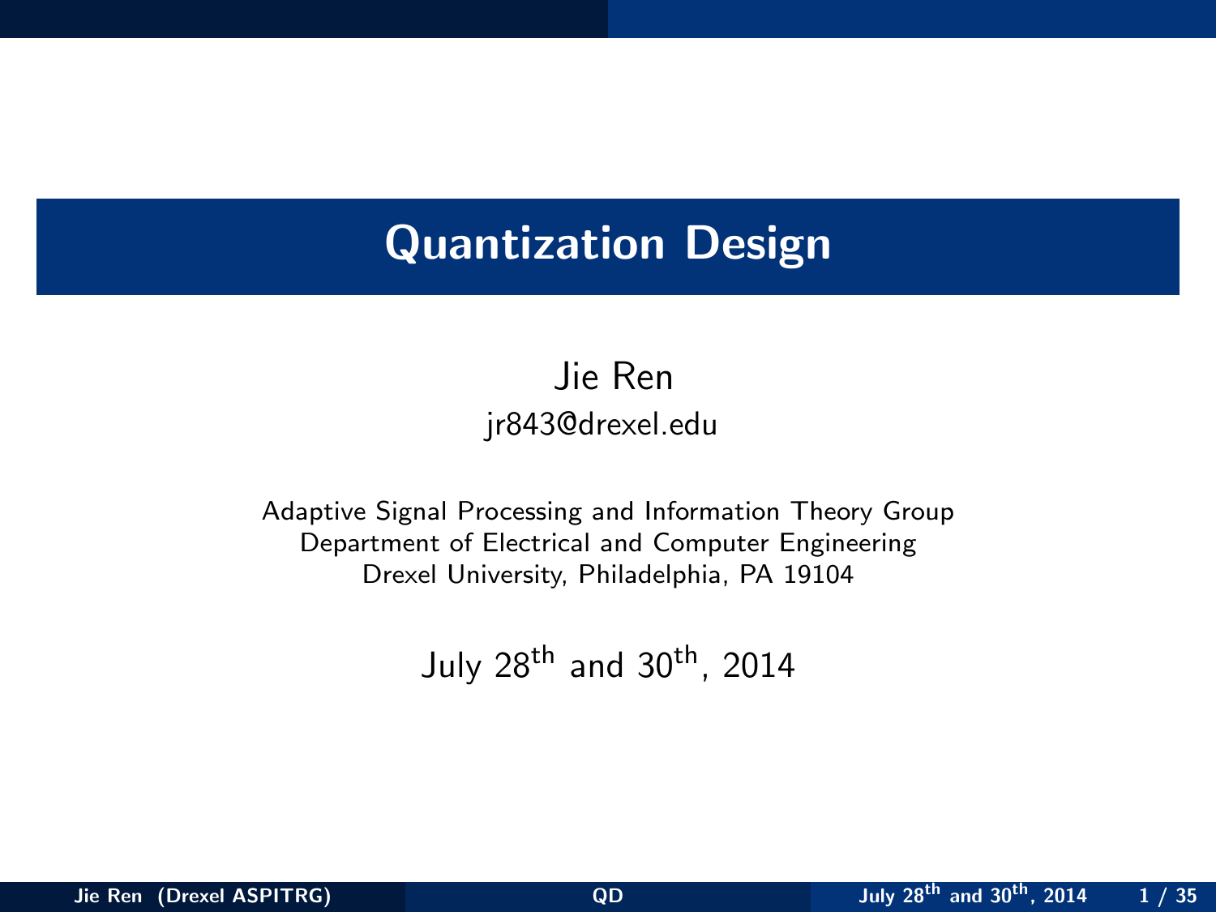# Quantization Design

Jie Ren

jr843@drexel.edu

Adaptive Signal Processing and Information Theory Group
Department of Electrical and Computer Engineering
Drexel University, Philadelphia, PA 19104

July 28th and 30th, 2014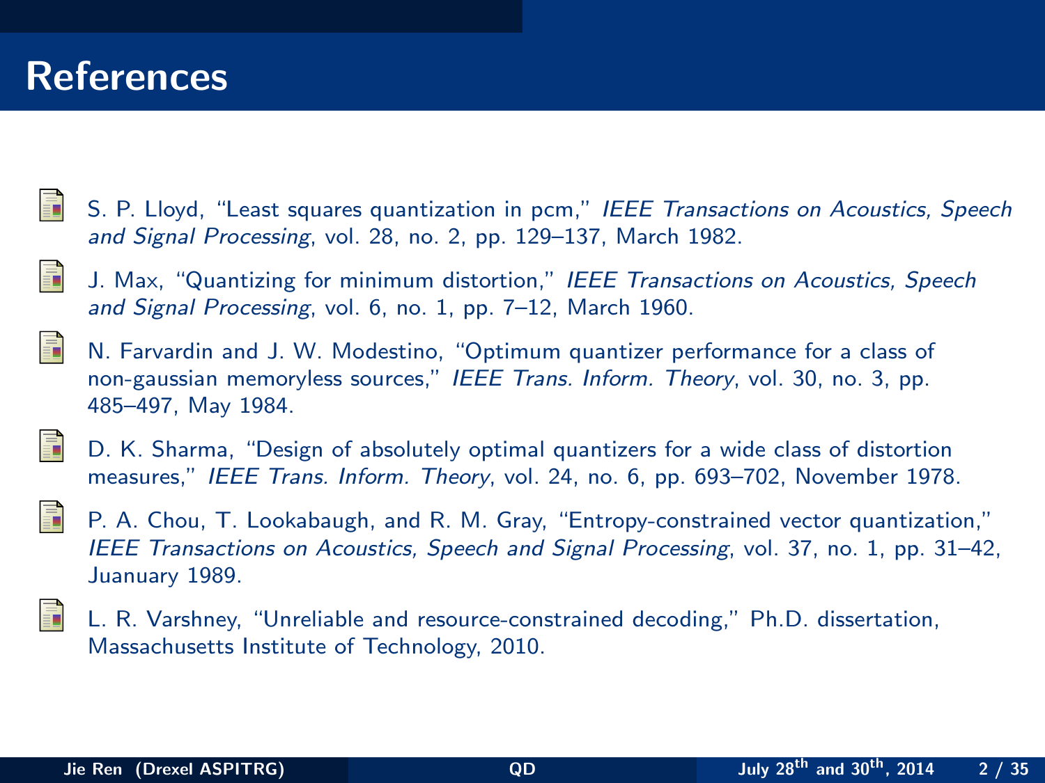# References

- S. P. Lloyd, "Least squares quantization in pcm," *IEEE Transactions on Acoustics, Speech and Signal Processing*, vol. 28, no. 2, pp. 129–137, March 1982.
- J. Max, "Quantizing for minimum distortion," *IEEE Transactions on Acoustics, Speech and Signal Processing*, vol. 6, no. 1, pp. 7–12, March 1960.
- N. Farvardin and J. W. Modestino, "Optimum quantizer performance for a class of non-gaussian memoryless sources," *IEEE Trans. Inform. Theory*, vol. 30, no. 3, pp. 485–497, May 1984.
- D. K. Sharma, "Design of absolutely optimal quantizers for a wide class of distortion measures," *IEEE Trans. Inform. Theory*, vol. 24, no. 6, pp. 693–702, November 1978.
- P. A. Chou, T. Lookabaugh, and R. M. Gray, "Entropy-constrained vector quantization," *IEEE Transactions on Acoustics, Speech and Signal Processing*, vol. 37, no. 1, pp. 31–42, Juanuary 1989.
- L. R. Varshney, "Unreliable and resource-constrained decoding," Ph.D. dissertation, Massachusetts Institute of Technology, 2010.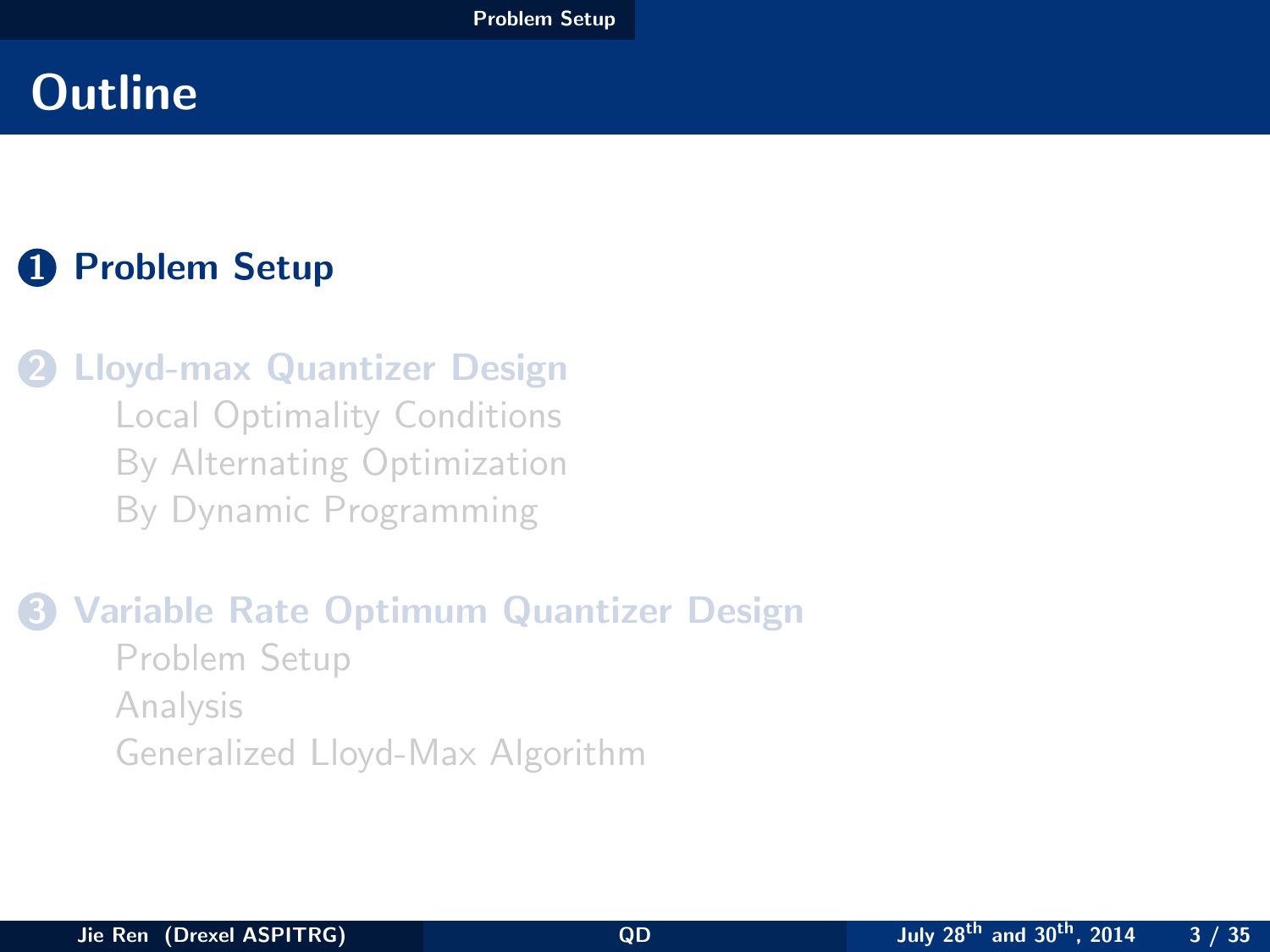# Outline

1. **Problem Setup**

2. Lloyd-max Quantizer Design
   - Local Optimality Conditions
   - By Alternating Optimization
   - By Dynamic Programming

3. Variable Rate Optimum Quantizer Design
   - Problem Setup
   - Analysis
   - Generalized Lloyd-Max Algorithm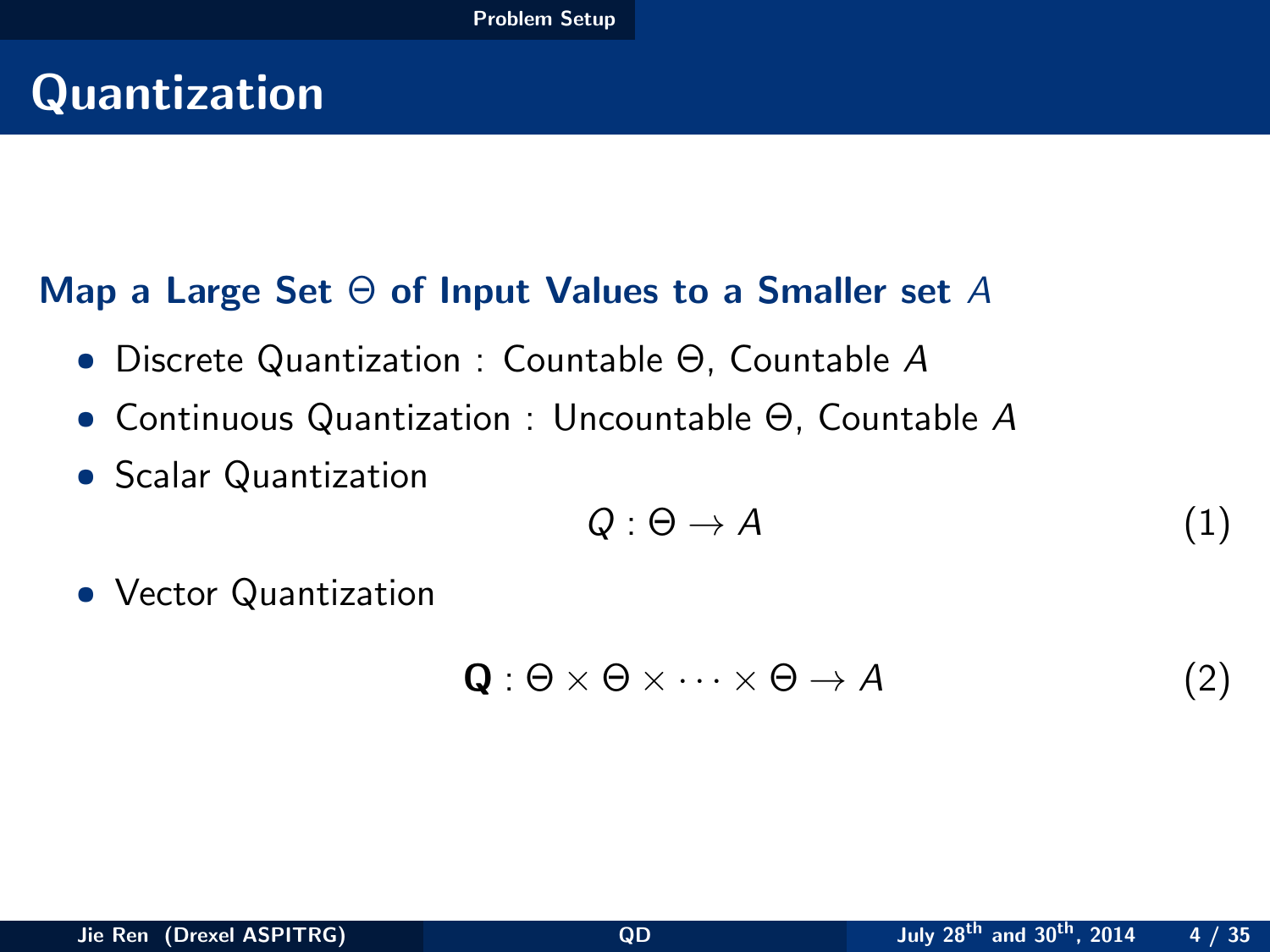# Quantization

### Map a Large Set $\Theta$ of Input Values to a Smaller set $A$

- Discrete Quantization : Countable $\Theta$, Countable $A$
- Continuous Quantization : Uncountable $\Theta$, Countable $A$
- Scalar Quantization

$$Q : \Theta \rightarrow A \tag{1}$$

- Vector Quantization

$$\mathbf{Q} : \Theta \times \Theta \times \cdots \times \Theta \rightarrow A \tag{2}$$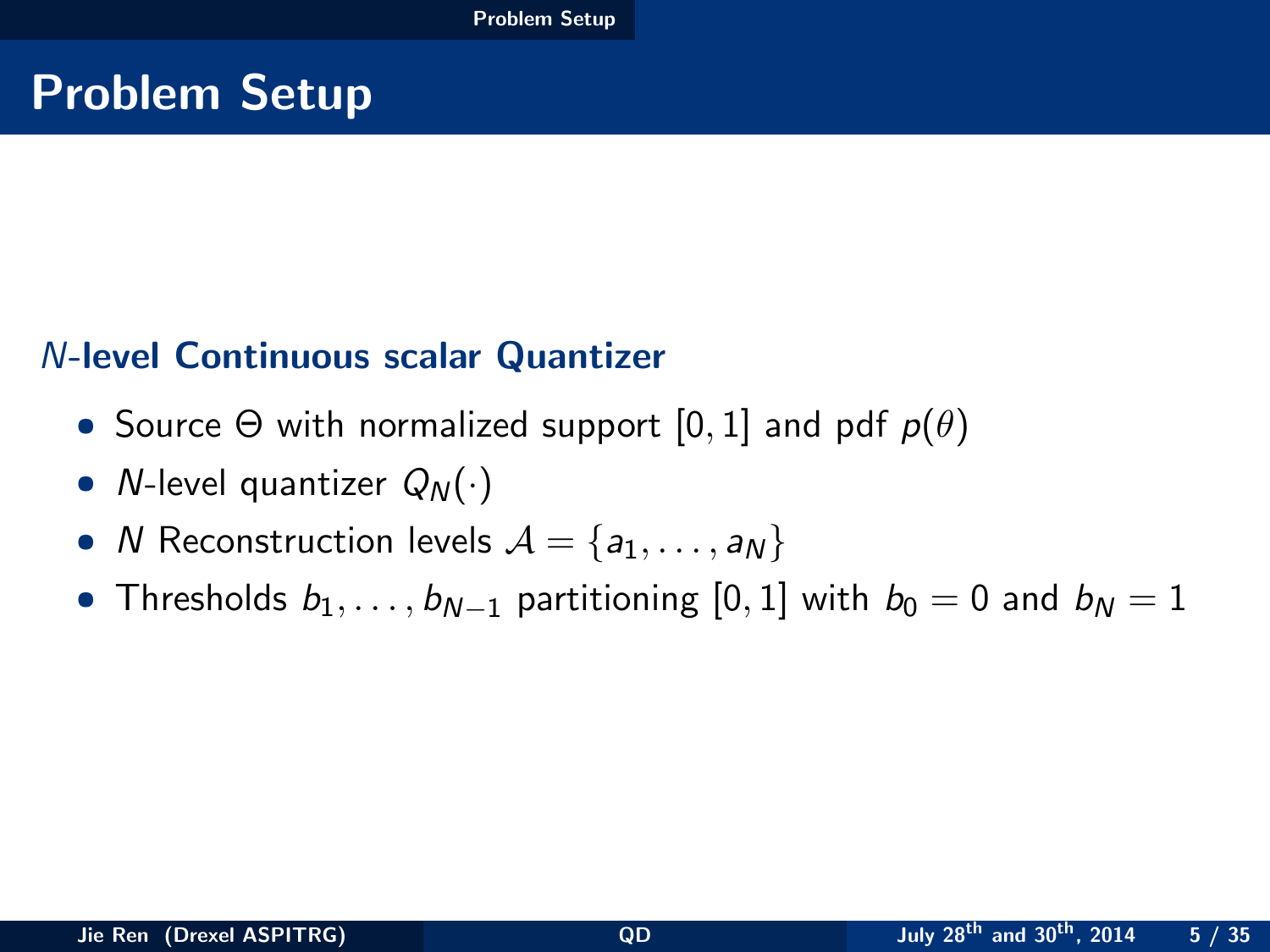# Problem Setup

### $N$-level Continuous scalar Quantizer

- Source $\Theta$ with normalized support $[0, 1]$ and pdf $p(\theta)$
- $N$-level quantizer $Q_N(\cdot)$
- $N$ Reconstruction levels $\mathcal{A} = \{a_1, \ldots, a_N\}$
- Thresholds $b_1, \ldots, b_{N-1}$ partitioning $[0, 1]$ with $b_0 = 0$ and $b_N = 1$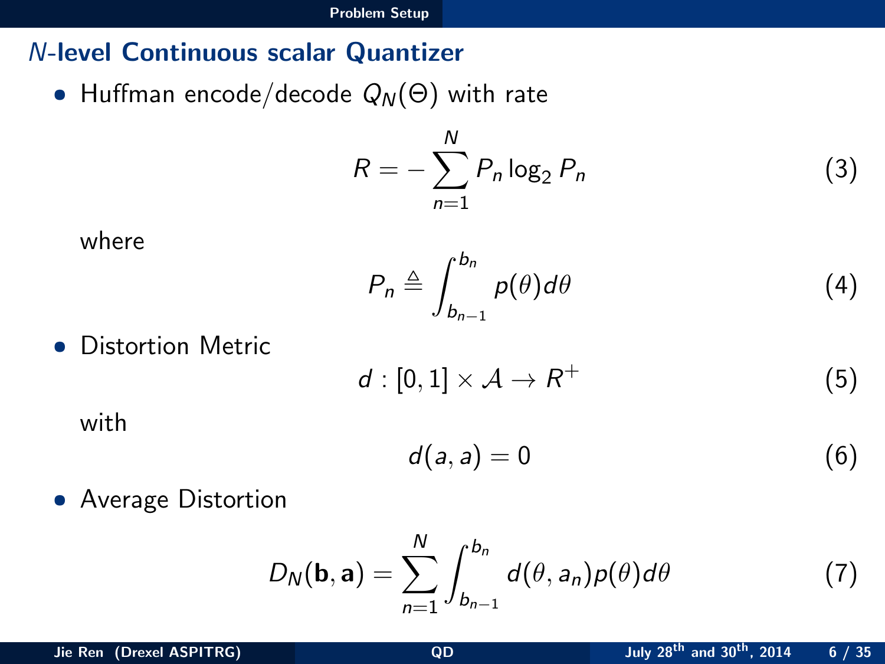## $N$-level Continuous scalar Quantizer

- Huffman encode/decode $Q_N(\Theta)$ with rate

$$R = -\sum_{n=1}^{N} P_n \log_2 P_n \tag{3}$$

where

$$P_n \triangleq \int_{b_{n-1}}^{b_n} p(\theta) d\theta \tag{4}$$

- Distortion Metric

$$d : [0,1] \times \mathcal{A} \rightarrow R^+ \tag{5}$$

with

$$d(a, a) = 0 \tag{6}$$

- Average Distortion

$$D_N(\mathbf{b}, \mathbf{a}) = \sum_{n=1}^{N} \int_{b_{n-1}}^{b_n} d(\theta, a_n) p(\theta) d\theta \tag{7}$$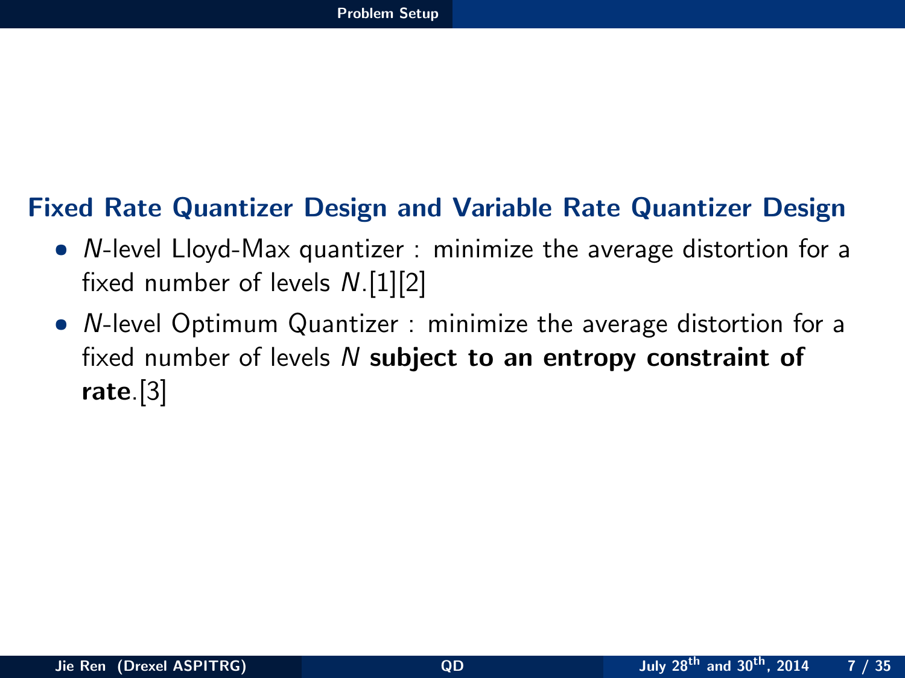## Fixed Rate Quantizer Design and Variable Rate Quantizer Design

- $N$-level Lloyd-Max quantizer : minimize the average distortion for a fixed number of levels $N$.[1][2]
- $N$-level Optimum Quantizer : minimize the average distortion for a fixed number of levels $N$ **subject to an entropy constraint of rate**.[3]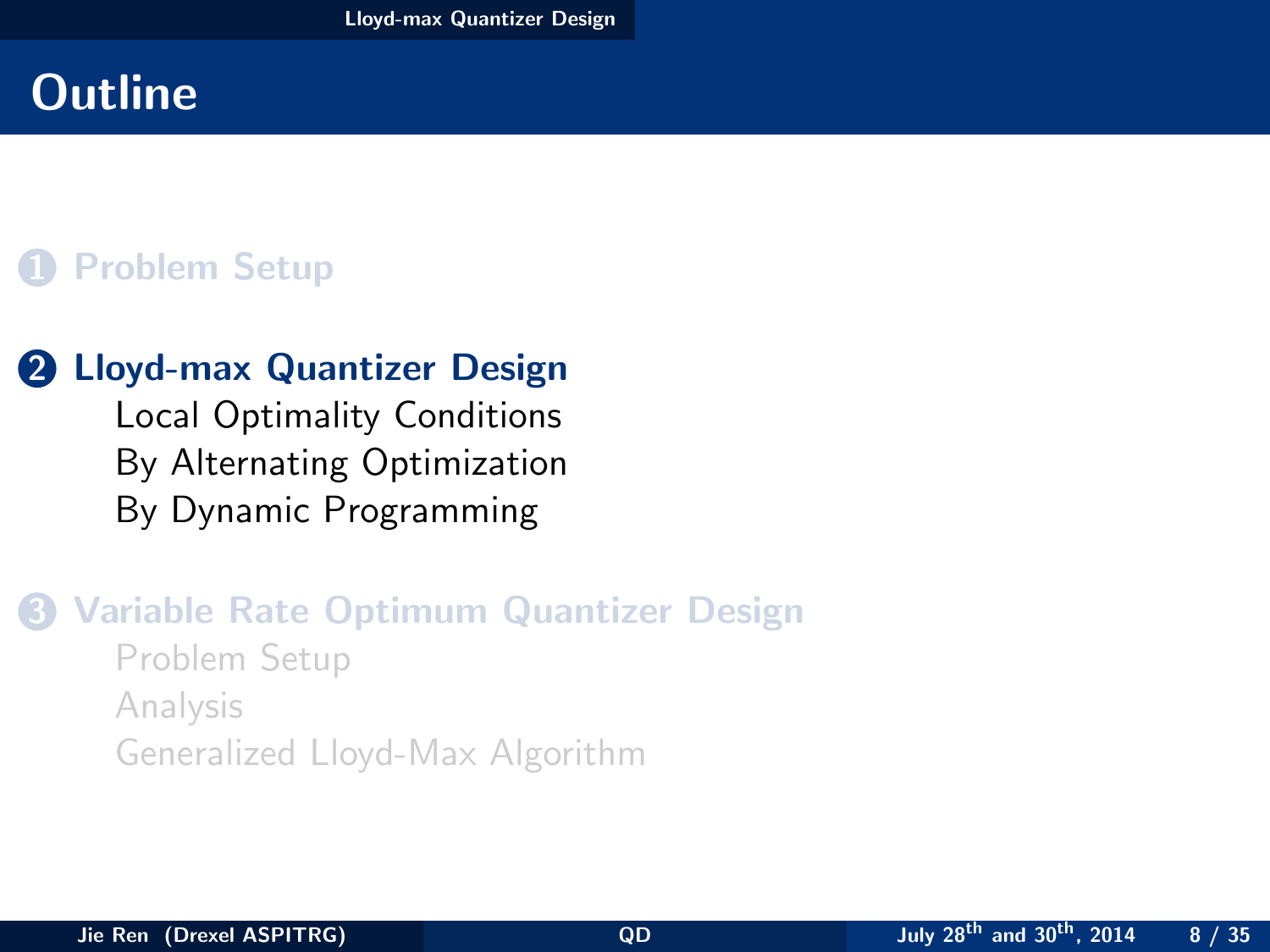# Outline

1. Problem Setup

2. **Lloyd-max Quantizer Design**
   - Local Optimality Conditions
   - By Alternating Optimization
   - By Dynamic Programming

3. Variable Rate Optimum Quantizer Design
   - Problem Setup
   - Analysis
   - Generalized Lloyd-Max Algorithm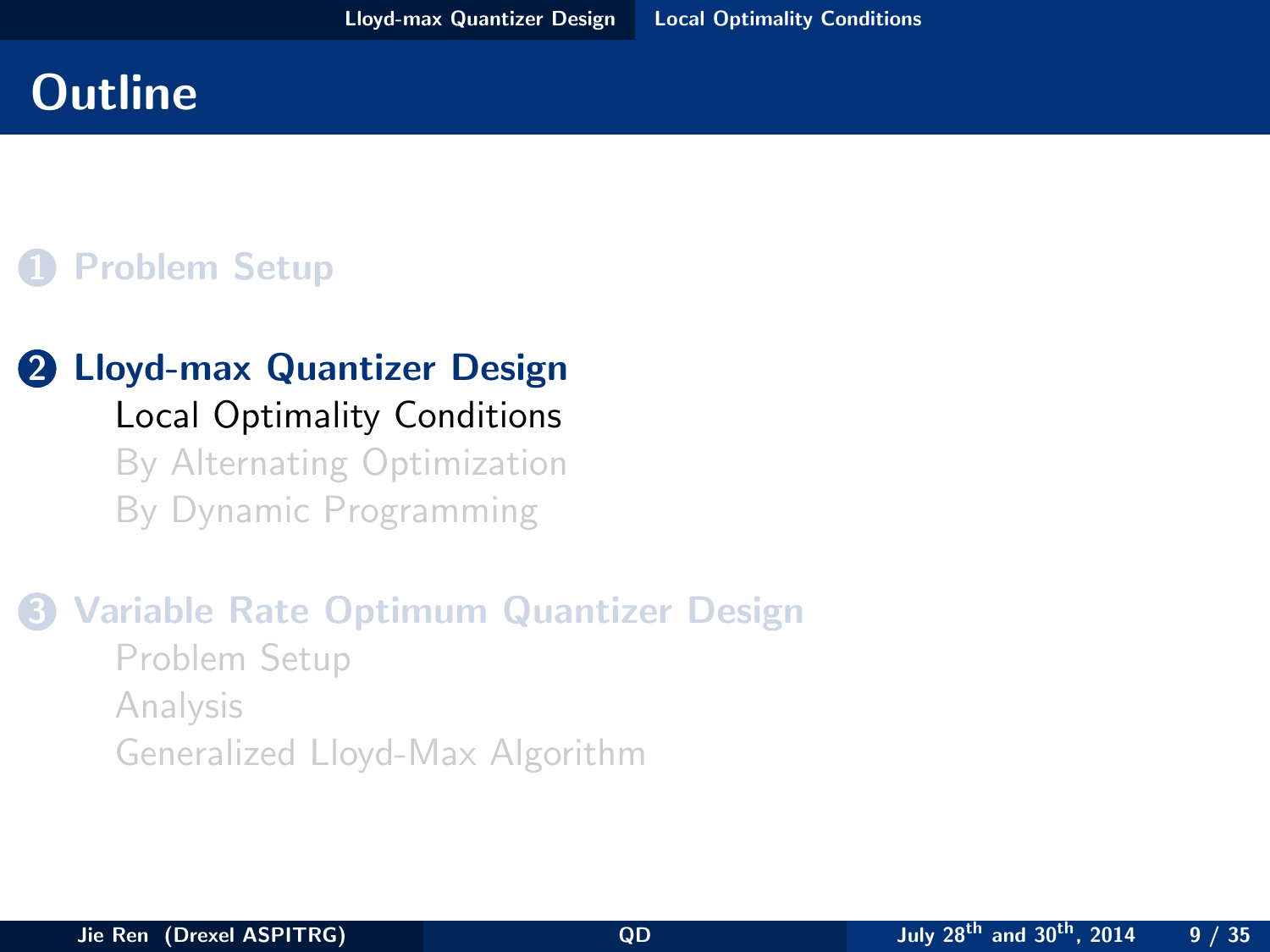# Outline

1. Problem Setup

2. **Lloyd-max Quantizer Design**
   - Local Optimality Conditions
   - By Alternating Optimization
   - By Dynamic Programming

3. Variable Rate Optimum Quantizer Design
   - Problem Setup
   - Analysis
   - Generalized Lloyd-Max Algorithm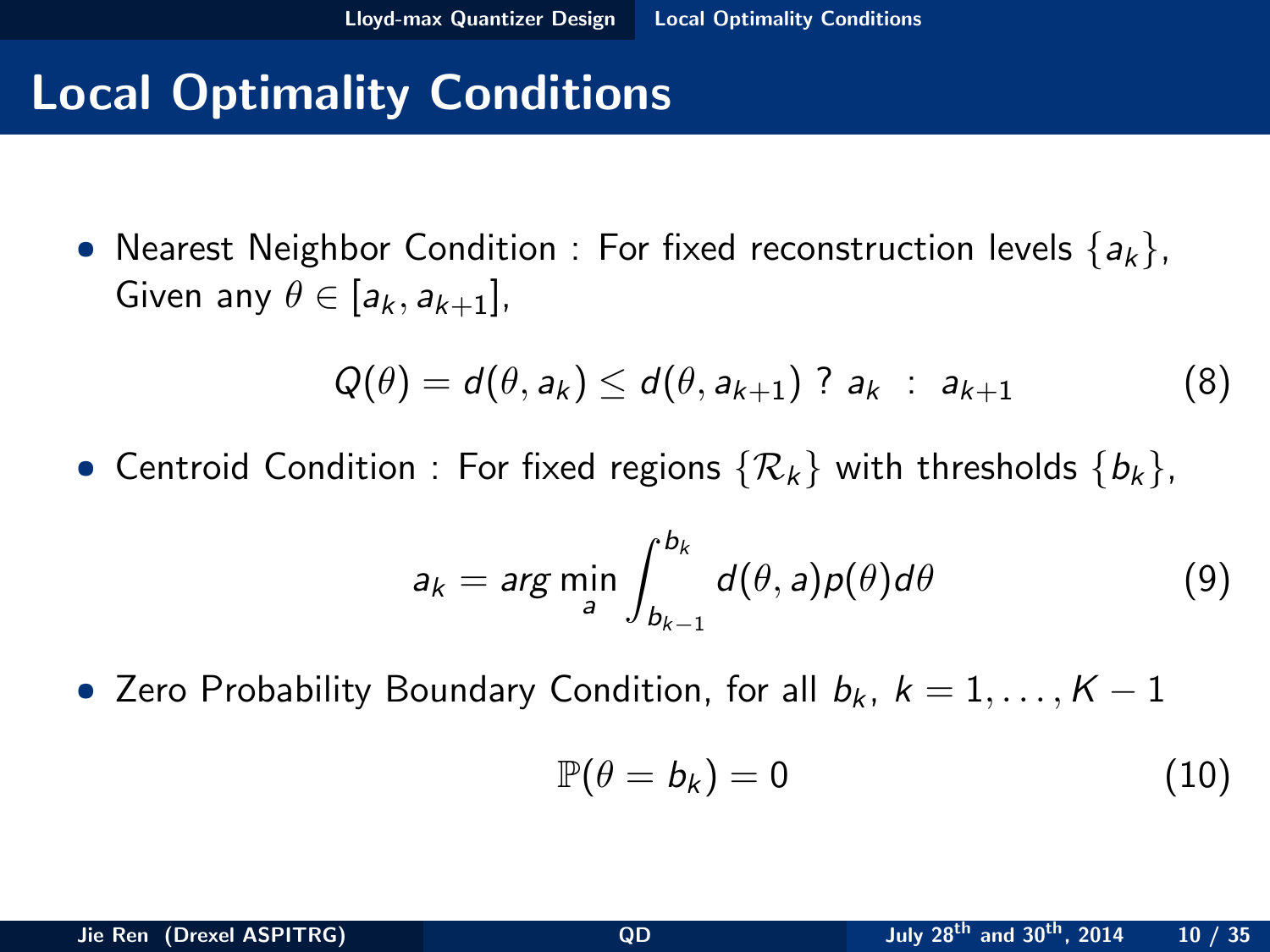# Local Optimality Conditions

- Nearest Neighbor Condition : For fixed reconstruction levels $\{a_k\}$, Given any $\theta \in [a_k, a_{k+1}]$,

$$Q(\theta) = d(\theta, a_k) \leq d(\theta, a_{k+1}) \ ? \ a_k \ : \ a_{k+1} \tag{8}$$

- Centroid Condition : For fixed regions $\{\mathcal{R}_k\}$ with thresholds $\{b_k\}$,

$$a_k = arg \min_a \int_{b_{k-1}}^{b_k} d(\theta, a) p(\theta) d\theta \tag{9}$$

- Zero Probability Boundary Condition, for all $b_k$, $k = 1, \ldots, K-1$

$$\mathbb{P}(\theta = b_k) = 0 \tag{10}$$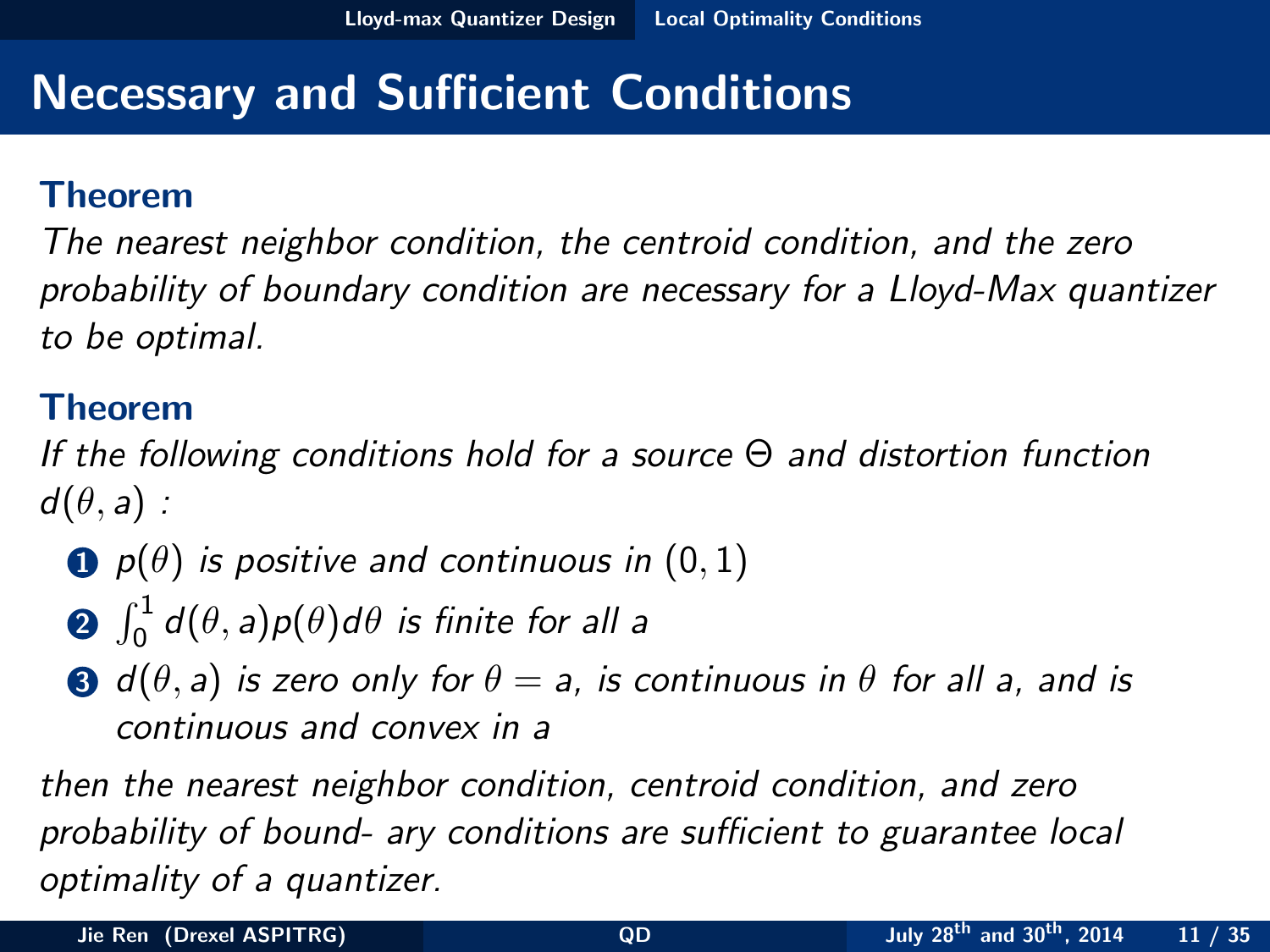# Necessary and Sufficient Conditions

### Theorem

*The nearest neighbor condition, the centroid condition, and the zero probability of boundary condition are necessary for a Lloyd-Max quantizer to be optimal.*

### Theorem

*If the following conditions hold for a source $\Theta$ and distortion function $d(\theta, a)$ :*

1. *$p(\theta)$ is positive and continuous in $(0, 1)$*
2. *$\int_0^1 d(\theta, a)p(\theta)d\theta$ is finite for all $a$*
3. *$d(\theta, a)$ is zero only for $\theta = a$, is continuous in $\theta$ for all $a$, and is continuous and convex in $a$*

*then the nearest neighbor condition, centroid condition, and zero probability of bound- ary conditions are sufficient to guarantee local optimality of a quantizer.*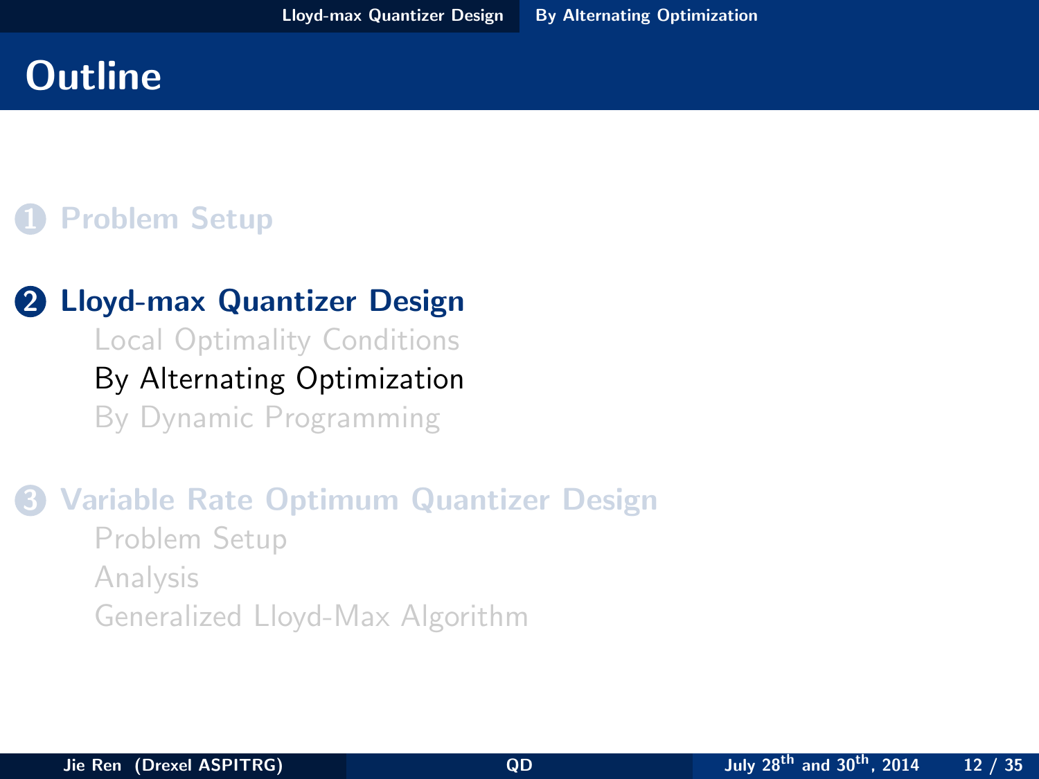# Outline

1. Problem Setup

2. **Lloyd-max Quantizer Design**
   - Local Optimality Conditions
   - By Alternating Optimization
   - By Dynamic Programming

3. Variable Rate Optimum Quantizer Design
   - Problem Setup
   - Analysis
   - Generalized Lloyd-Max Algorithm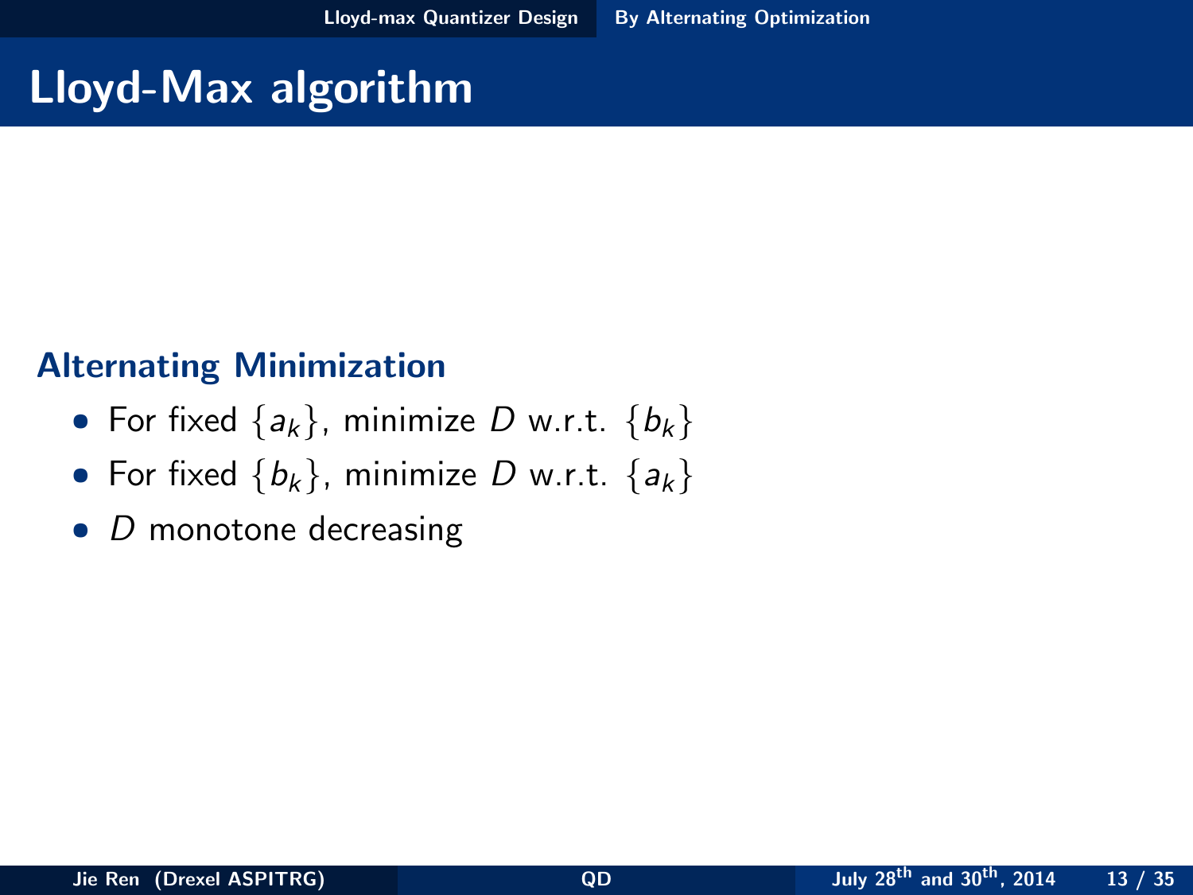# Lloyd-Max algorithm

### Alternating Minimization

- For fixed $\{a_k\}$, minimize $D$ w.r.t. $\{b_k\}$
- For fixed $\{b_k\}$, minimize $D$ w.r.t. $\{a_k\}$
- $D$ monotone decreasing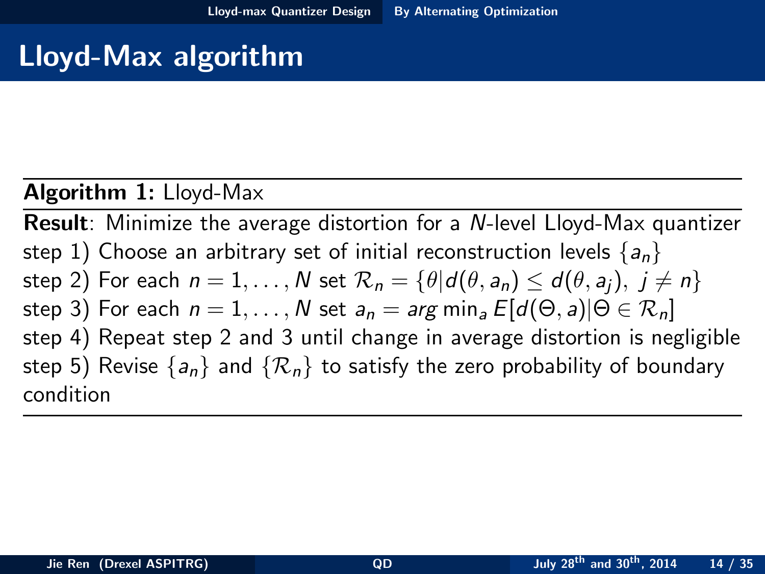# Lloyd-Max algorithm

**Algorithm 1:** Lloyd-Max

**Result**: Minimize the average distortion for a $N$-level Lloyd-Max quantizer

step 1) Choose an arbitrary set of initial reconstruction levels $\{a_n\}$

step 2) For each $n = 1, \ldots, N$ set $\mathcal{R}_n = \{\theta | d(\theta, a_n) \leq d(\theta, a_j),\ j \neq n\}$

step 3) For each $n = 1, \ldots, N$ set $a_n = arg\min_a E[d(\Theta, a) | \Theta \in \mathcal{R}_n]$

step 4) Repeat step 2 and 3 until change in average distortion is negligible

step 5) Revise $\{a_n\}$ and $\{\mathcal{R}_n\}$ to satisfy the zero probability of boundary condition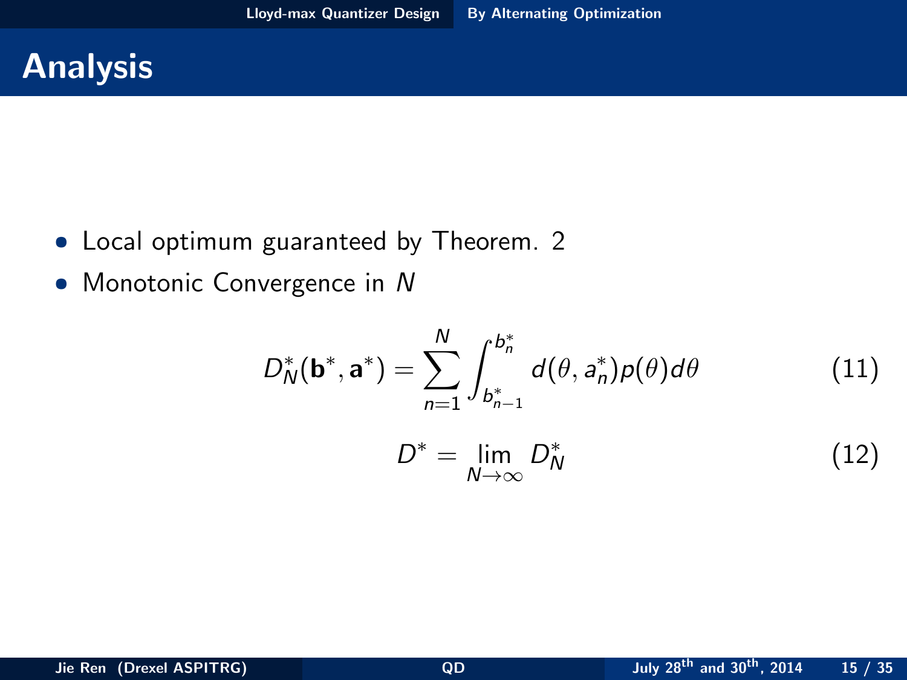# Analysis

- Local optimum guaranteed by Theorem. 2
- Monotonic Convergence in $N$

$$D_N^*(\mathbf{b}^*, \mathbf{a}^*) = \sum_{n=1}^{N} \int_{b_{n-1}^*}^{b_n^*} d(\theta, a_n^*) p(\theta) d\theta \tag{11}$$

$$D^* = \lim_{N \to \infty} D_N^* \tag{12}$$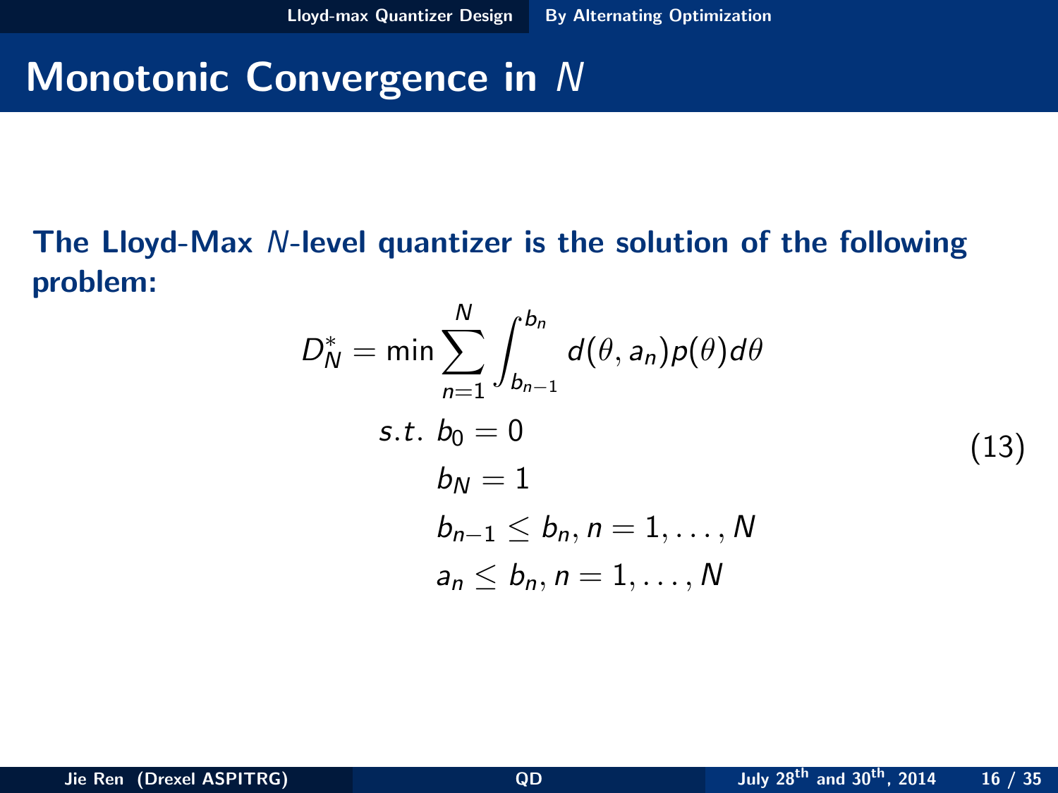# Monotonic Convergence in $N$

**The Lloyd-Max $N$-level quantizer is the solution of the following problem:**

$$
\begin{aligned}
D_N^* = \min \sum_{n=1}^{N} & \int_{b_{n-1}}^{b_n} d(\theta, a_n) p(\theta) d\theta \\
s.t.\ & b_0 = 0 \\
& b_N = 1 \\
& b_{n-1} \leq b_n, n = 1, \ldots, N \\
& a_n \leq b_n, n = 1, \ldots, N
\end{aligned}
\tag{13}
$$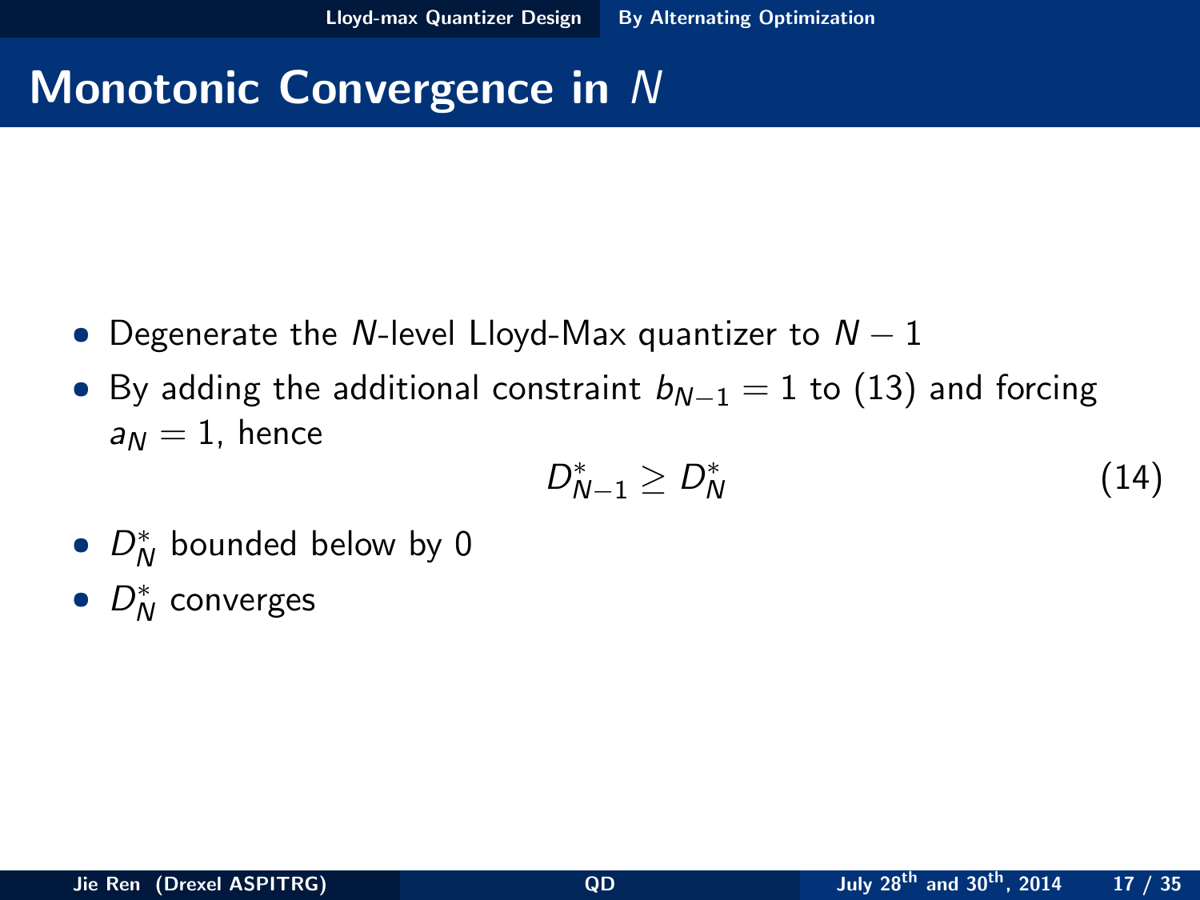# Monotonic Convergence in $N$

- Degenerate the $N$-level Lloyd-Max quantizer to $N-1$
- By adding the additional constraint $b_{N-1} = 1$ to (13) and forcing $a_N = 1$, hence

$$D_{N-1}^* \geq D_N^* \tag{14}$$

- $D_N^*$ bounded below by 0
- $D_N^*$ converges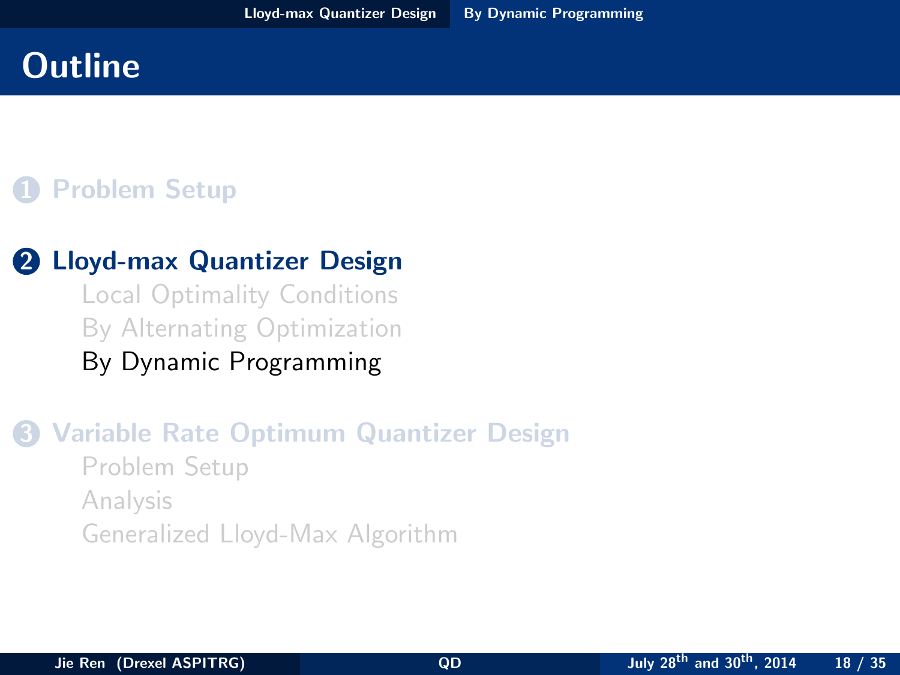# Outline

1. Problem Setup

2. **Lloyd-max Quantizer Design**
   - Local Optimality Conditions
   - By Alternating Optimization
   - By Dynamic Programming

3. Variable Rate Optimum Quantizer Design
   - Problem Setup
   - Analysis
   - Generalized Lloyd-Max Algorithm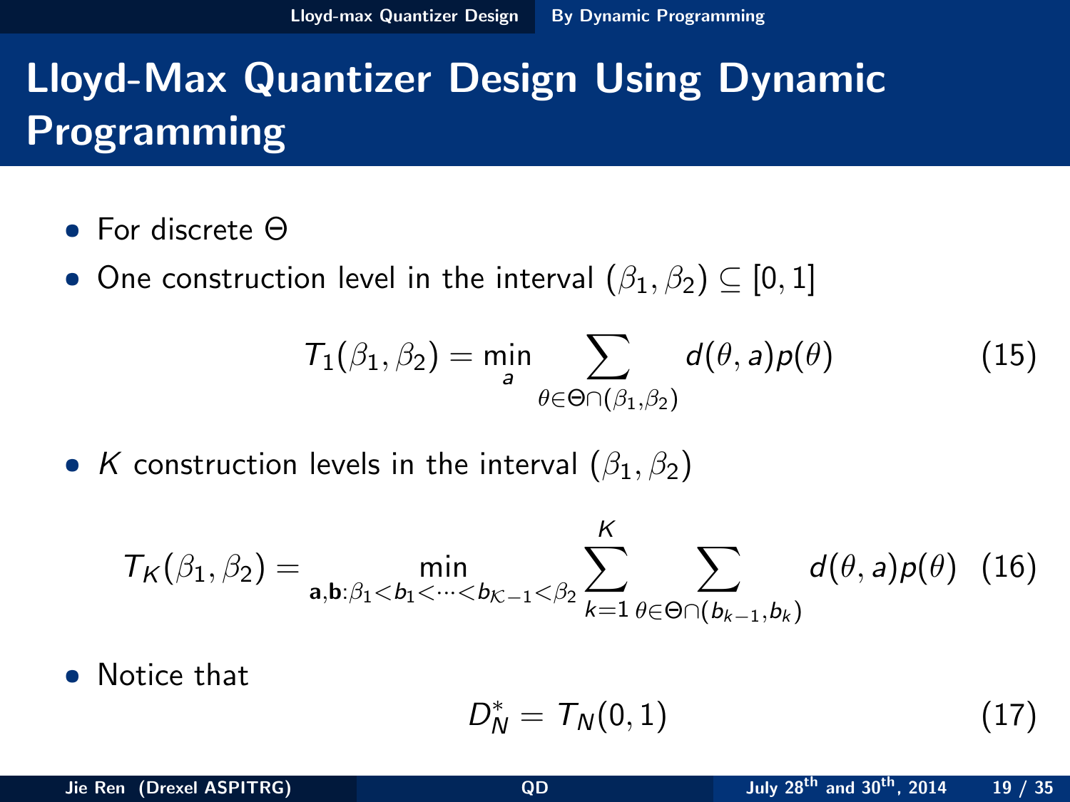# Lloyd-Max Quantizer Design Using Dynamic Programming

- For discrete $\Theta$
- One construction level in the interval $(\beta_1, \beta_2) \subseteq [0, 1]$

$$T_1(\beta_1, \beta_2) = \min_{a} \sum_{\theta \in \Theta \cap (\beta_1, \beta_2)} d(\theta, a) p(\theta) \tag{15}$$

- $K$ construction levels in the interval $(\beta_1, \beta_2)$

$$T_K(\beta_1, \beta_2) = \min_{\mathbf{a}, \mathbf{b} : \beta_1 < b_1 < \cdots < b_{\mathcal{K}-1} < \beta_2} \sum_{k=1}^{K} \sum_{\theta \in \Theta \cap (b_{k-1}, b_k)} d(\theta, a) p(\theta) \tag{16}$$

- Notice that

$$D_N^* = T_N(0, 1) \tag{17}$$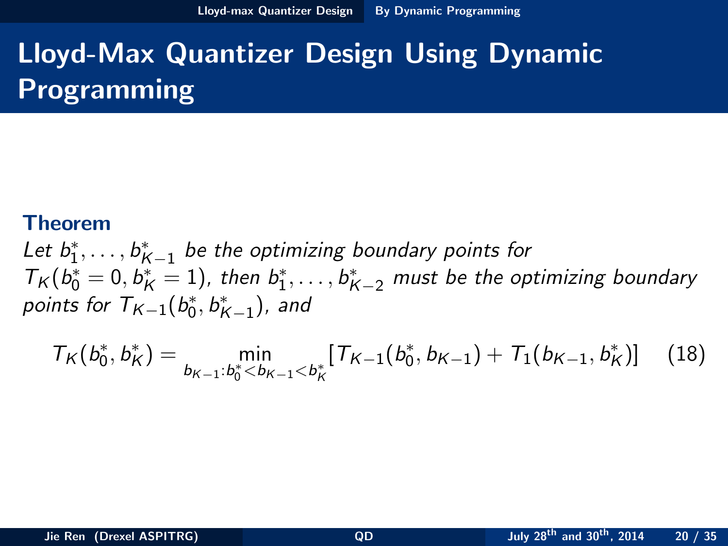# Lloyd-Max Quantizer Design Using Dynamic Programming

**Theorem**

*Let $b_1^*, \ldots, b_{K-1}^*$ be the optimizing boundary points for $T_K(b_0^* = 0, b_K^* = 1)$, then $b_1^*, \ldots, b_{K-2}^*$ must be the optimizing boundary points for $T_{K-1}(b_0^*, b_{K-1}^*)$, and*

$$T_K(b_0^*, b_K^*) = \min_{b_{K-1}: b_0^* < b_{K-1} < b_K^*} [T_{K-1}(b_0^*, b_{K-1}) + T_1(b_{K-1}, b_K^*)] \quad (18)$$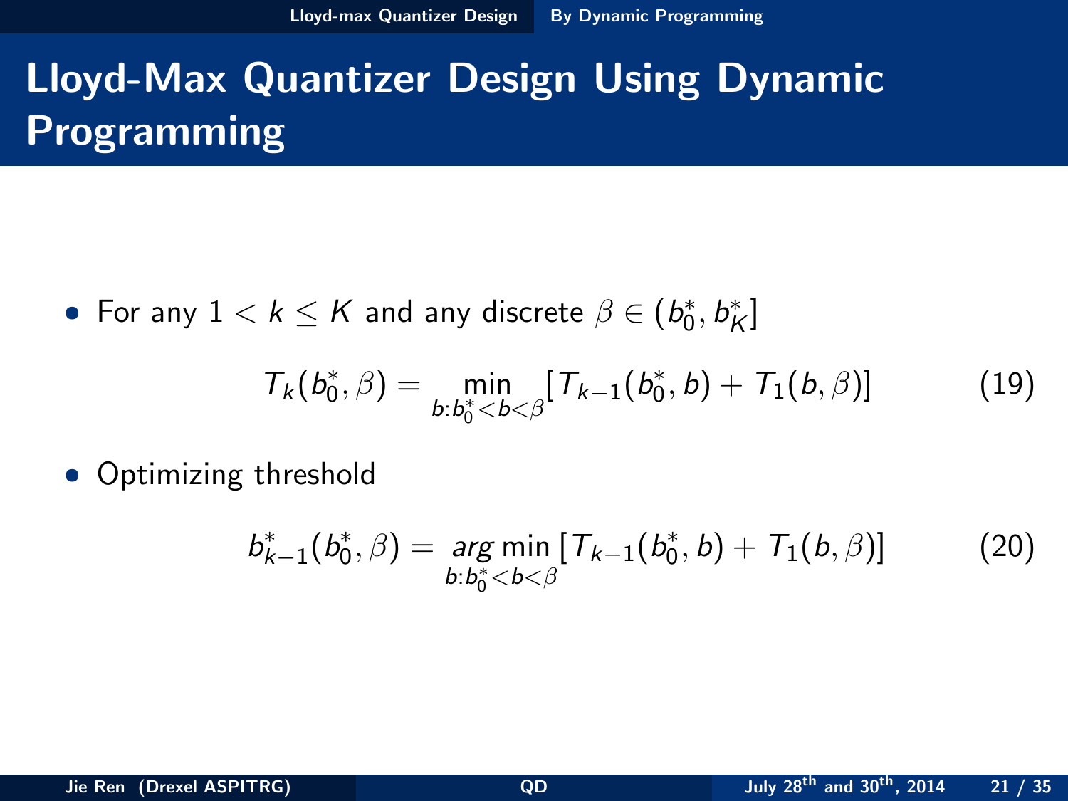# Lloyd-Max Quantizer Design Using Dynamic Programming

- For any $1 < k \leq K$ and any discrete $\beta \in (b_0^*, b_K^*]$

$$T_k(b_0^*, \beta) = \min_{b: b_0^* < b < \beta} [T_{k-1}(b_0^*, b) + T_1(b, \beta)] \tag{19}$$

- Optimizing threshold

$$b_{k-1}^*(b_0^*, \beta) = \arg\min_{b: b_0^* < b < \beta} [T_{k-1}(b_0^*, b) + T_1(b, \beta)] \tag{20}$$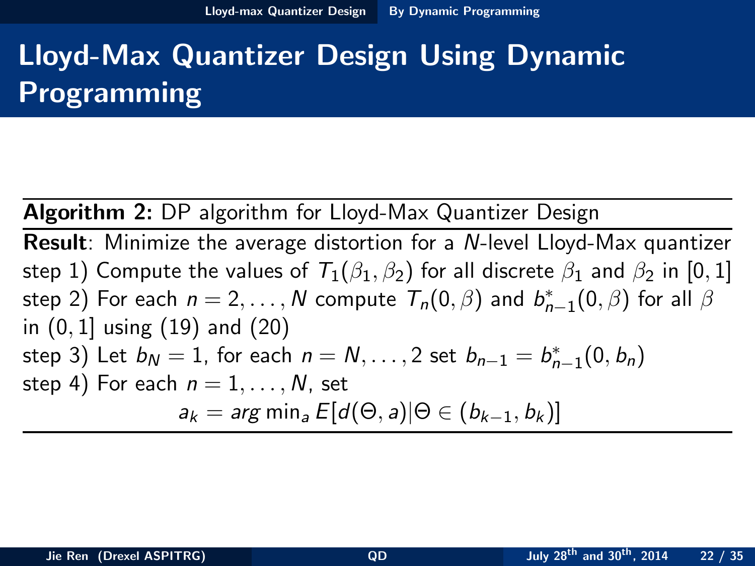# Lloyd-Max Quantizer Design Using Dynamic Programming

**Algorithm 2:** DP algorithm for Lloyd-Max Quantizer Design

**Result**: Minimize the average distortion for a $N$-level Lloyd-Max quantizer

step 1) Compute the values of $T_1(\beta_1, \beta_2)$ for all discrete $\beta_1$ and $\beta_2$ in $[0, 1]$

step 2) For each $n = 2, \dots, N$ compute $T_n(0, \beta)$ and $b^*_{n-1}(0, \beta)$ for all $\beta$ in $(0, 1]$ using (19) and (20)

step 3) Let $b_N = 1$, for each $n = N, \dots, 2$ set $b_{n-1} = b^*_{n-1}(0, b_n)$

step 4) For each $n = 1, \dots, N$, set

$$a_k = arg \min_a E[d(\Theta, a) | \Theta \in (b_{k-1}, b_k)]$$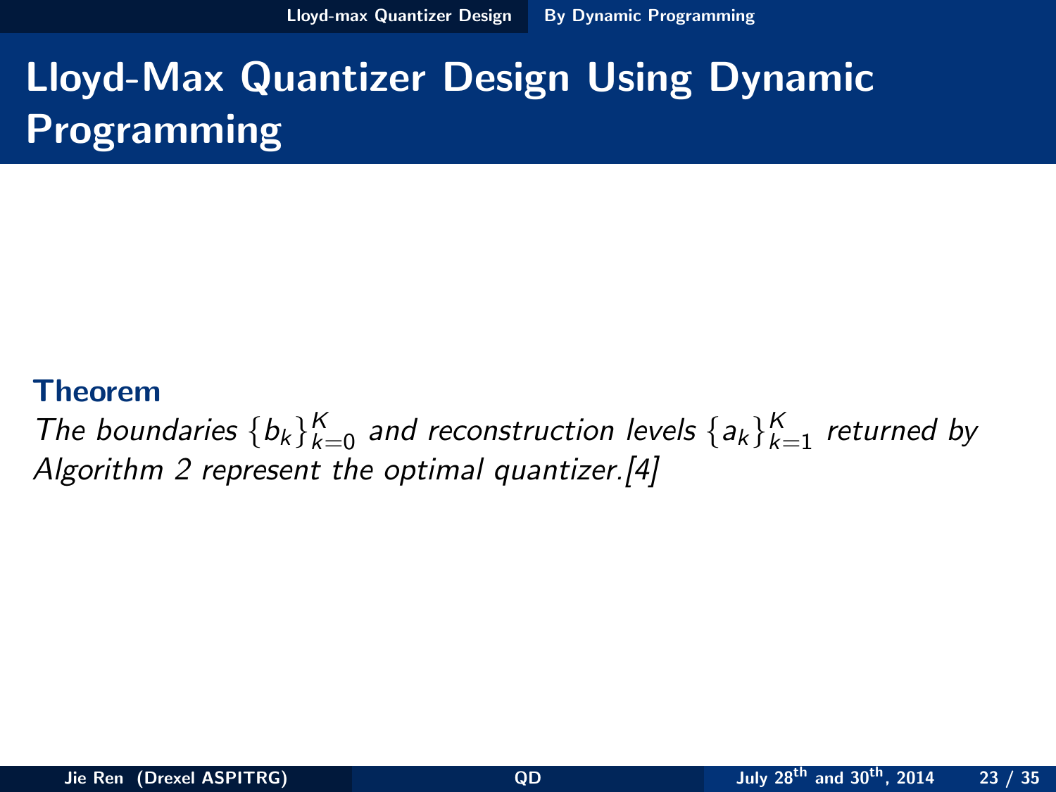# Lloyd-Max Quantizer Design Using Dynamic Programming

**Theorem**

*The boundaries $\{b_k\}_{k=0}^{K}$ and reconstruction levels $\{a_k\}_{k=1}^{K}$ returned by Algorithm 2 represent the optimal quantizer.[4]*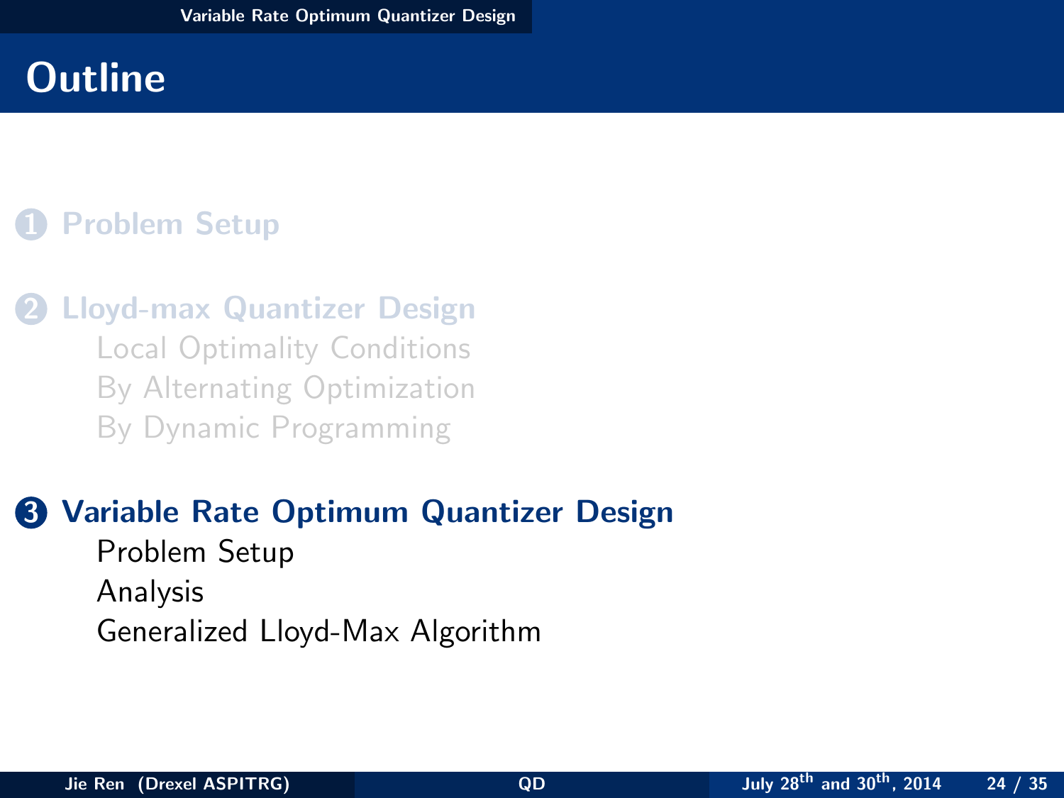# Outline

1. **Problem Setup**
2. **Lloyd-max Quantizer Design**
   - Local Optimality Conditions
   - By Alternating Optimization
   - By Dynamic Programming
3. **Variable Rate Optimum Quantizer Design**
   - Problem Setup
   - Analysis
   - Generalized Lloyd-Max Algorithm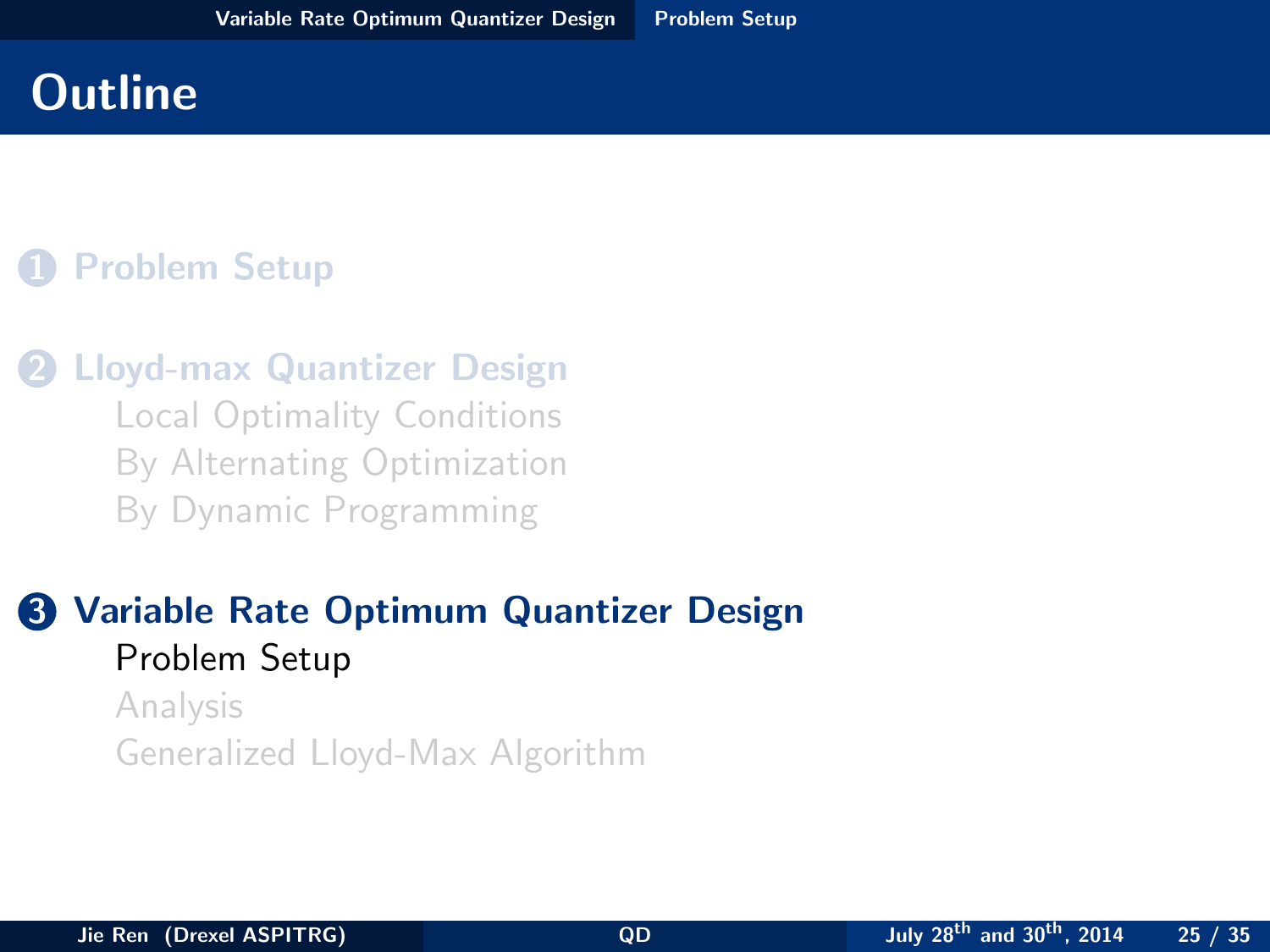# Outline

1. Problem Setup

2. Lloyd-max Quantizer Design
   - Local Optimality Conditions
   - By Alternating Optimization
   - By Dynamic Programming

3. **Variable Rate Optimum Quantizer Design**
   - Problem Setup
   - Analysis
   - Generalized Lloyd-Max Algorithm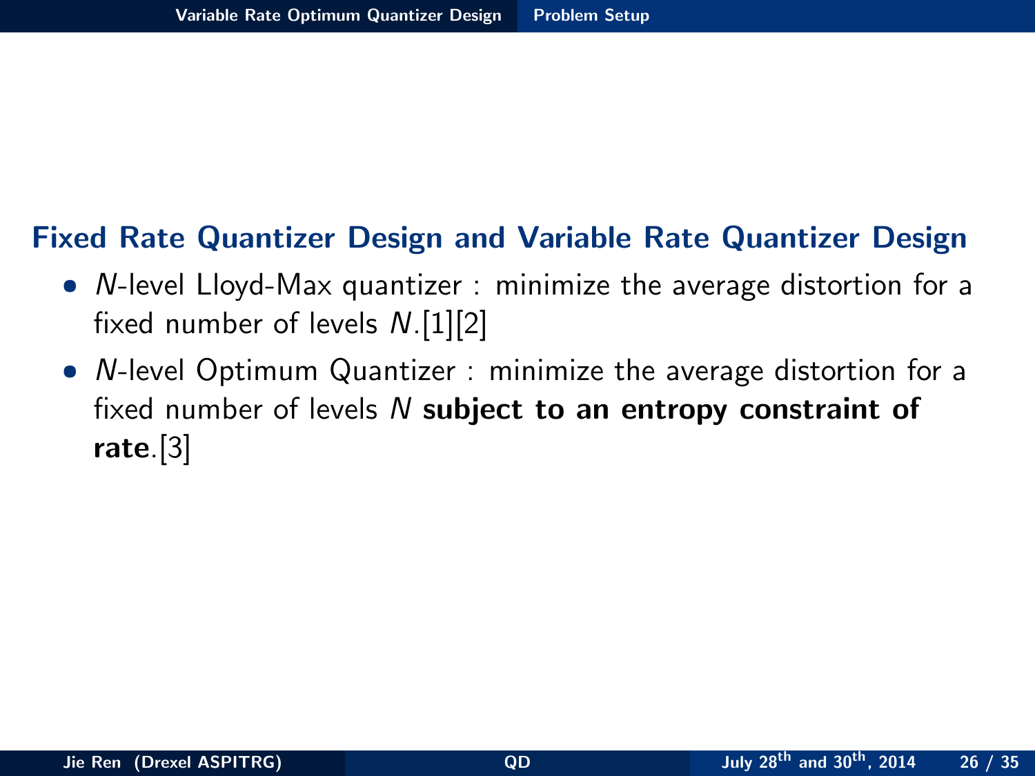## Fixed Rate Quantizer Design and Variable Rate Quantizer Design

- $N$-level Lloyd-Max quantizer : minimize the average distortion for a fixed number of levels $N$.[1][2]
- $N$-level Optimum Quantizer : minimize the average distortion for a fixed number of levels $N$ **subject to an entropy constraint of rate**.[3]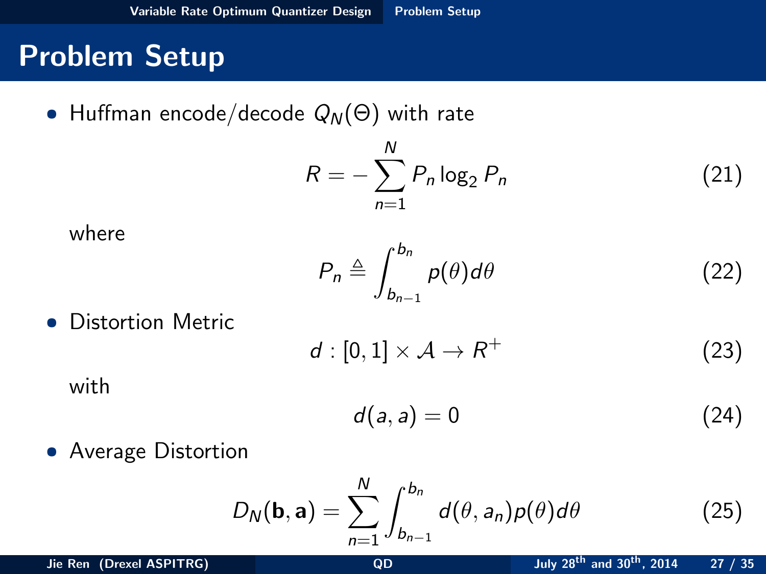# Problem Setup

- Huffman encode/decode $Q_N(\Theta)$ with rate

$$R = -\sum_{n=1}^{N} P_n \log_2 P_n \tag{21}$$

where

$$P_n \triangleq \int_{b_{n-1}}^{b_n} p(\theta) d\theta \tag{22}$$

- Distortion Metric

$$d : [0,1] \times \mathcal{A} \rightarrow R^+ \tag{23}$$

with

$$d(a,a) = 0 \tag{24}$$

- Average Distortion

$$D_N(\mathbf{b}, \mathbf{a}) = \sum_{n=1}^{N} \int_{b_{n-1}}^{b_n} d(\theta, a_n) p(\theta) d\theta \tag{25}$$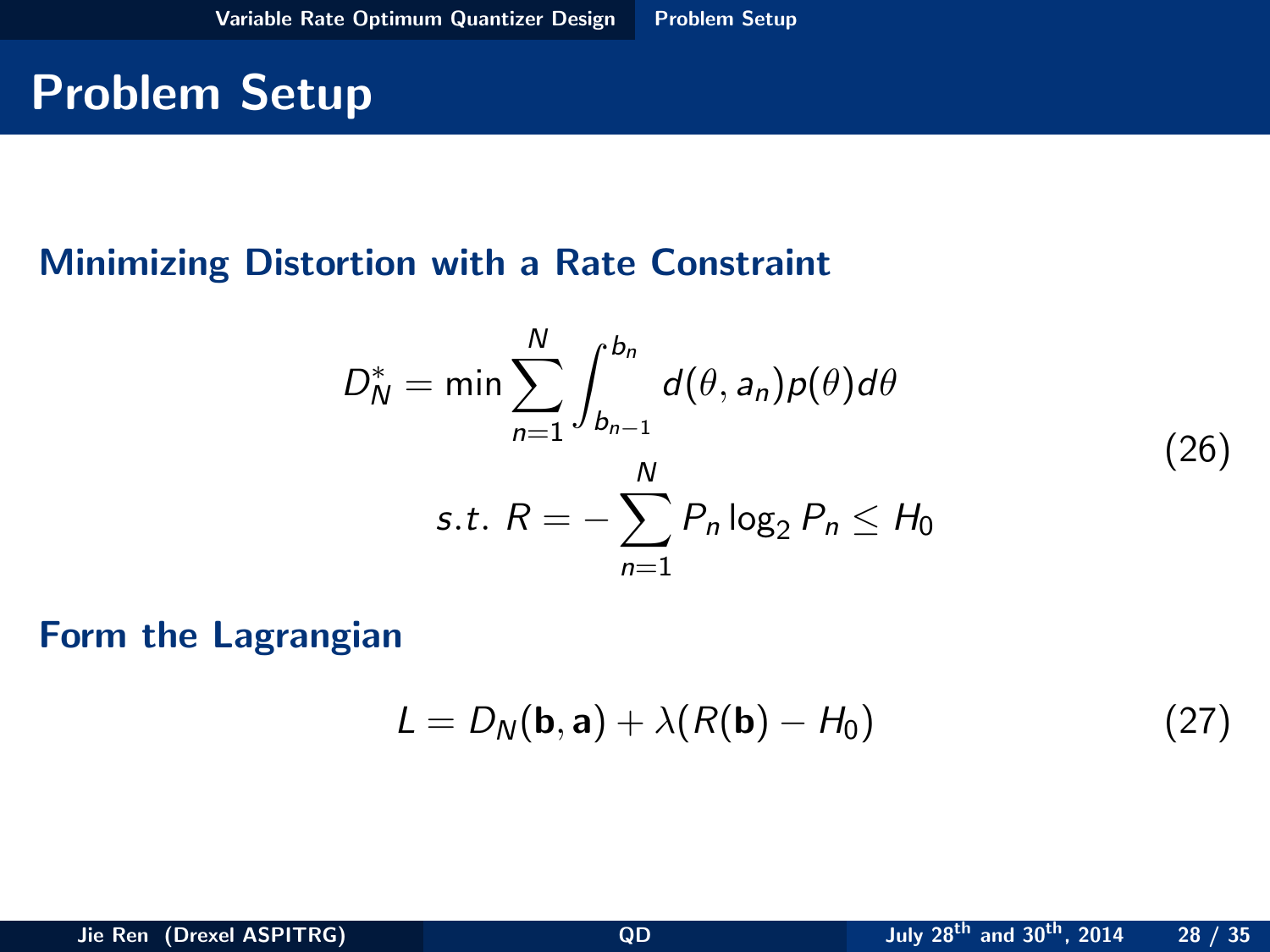# Problem Setup

## Minimizing Distortion with a Rate Constraint

$$
\begin{aligned}
D_N^* = \min \sum_{n=1}^{N} \int_{b_{n-1}}^{b_n} d(\theta, a_n) p(\theta) d\theta \\
s.t. \ R = -\sum_{n=1}^{N} P_n \log_2 P_n \leq H_0
\end{aligned}
\tag{26}
$$

## Form the Lagrangian

$$
L = D_N(\mathbf{b}, \mathbf{a}) + \lambda (R(\mathbf{b}) - H_0) \tag{27}
$$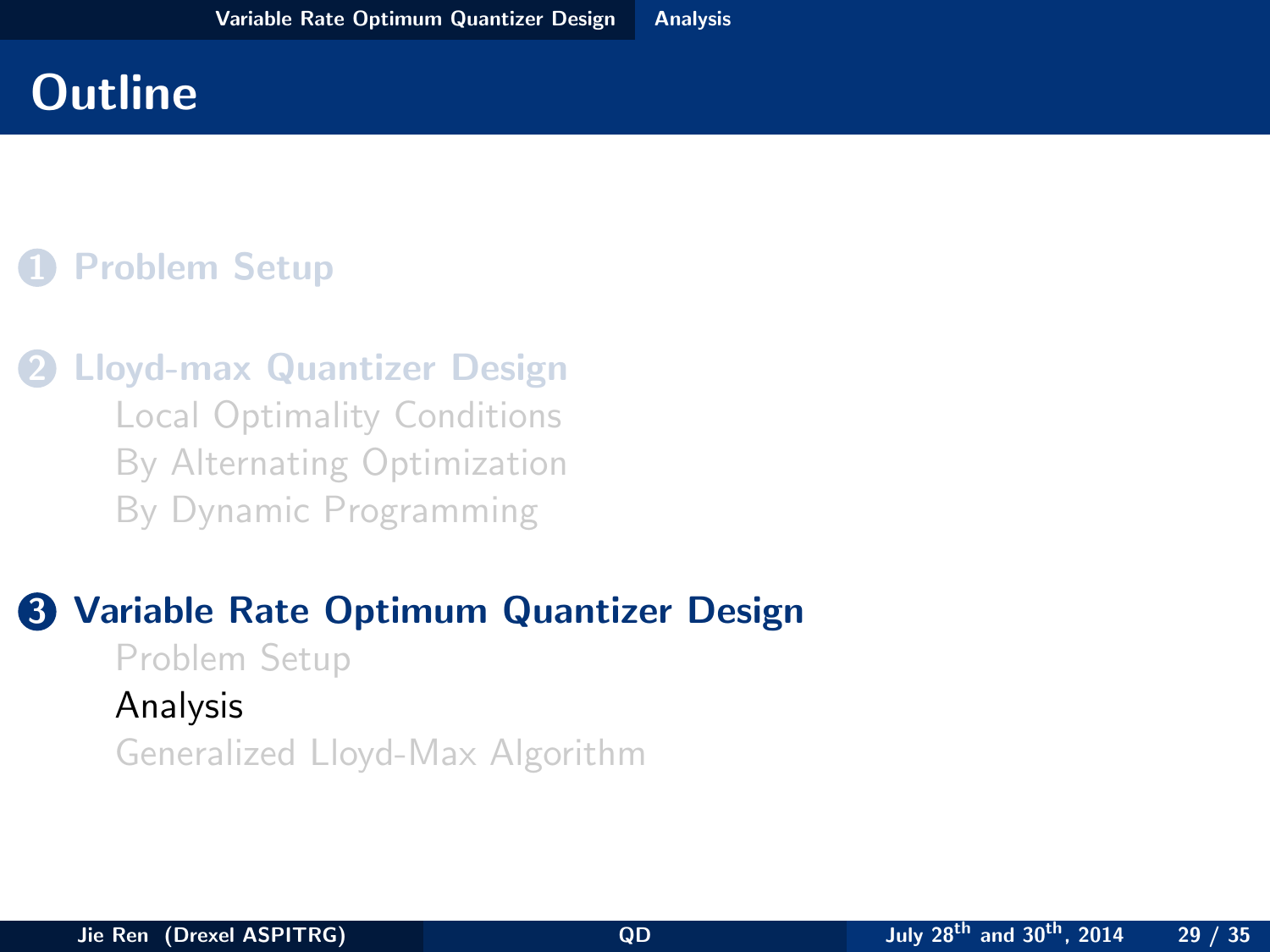# Outline

1. **Problem Setup**

2. **Lloyd-max Quantizer Design**
   - Local Optimality Conditions
   - By Alternating Optimization
   - By Dynamic Programming

3. **Variable Rate Optimum Quantizer Design**
   - Problem Setup
   - Analysis
   - Generalized Lloyd-Max Algorithm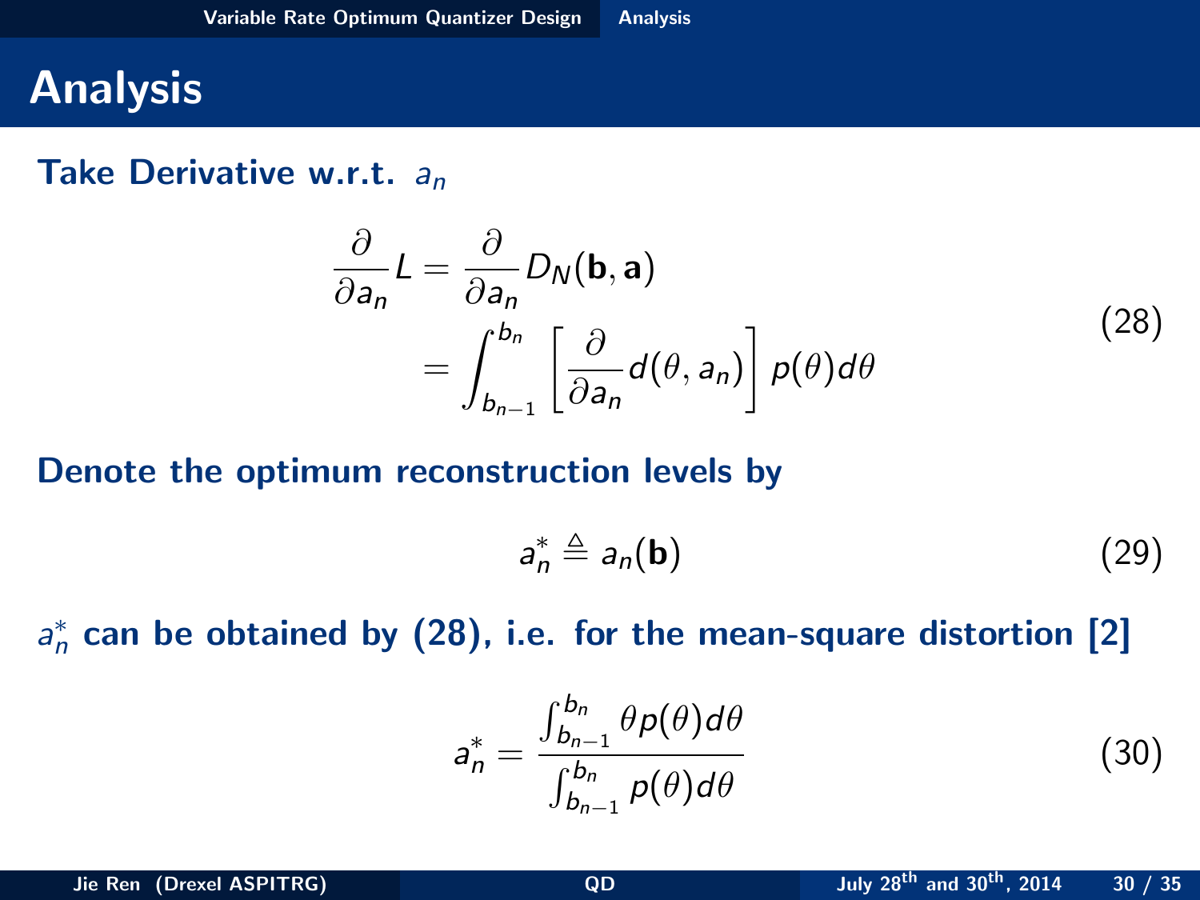# Analysis

**Take Derivative w.r.t. $a_n$**

$$
\begin{aligned}
\frac{\partial}{\partial a_n} L &= \frac{\partial}{\partial a_n} D_N(\mathbf{b}, \mathbf{a}) \\
&= \int_{b_{n-1}}^{b_n} \left[ \frac{\partial}{\partial a_n} d(\theta, a_n) \right] p(\theta) d\theta
\end{aligned}
\tag{28}
$$

**Denote the optimum reconstruction levels by**

$$
a_n^* \triangleq a_n(\mathbf{b}) \tag{29}
$$

**$a_n^*$ can be obtained by (28), i.e. for the mean-square distortion [2]**

$$
a_n^* = \frac{\int_{b_{n-1}}^{b_n} \theta p(\theta) d\theta}{\int_{b_{n-1}}^{b_n} p(\theta) d\theta} \tag{30}
$$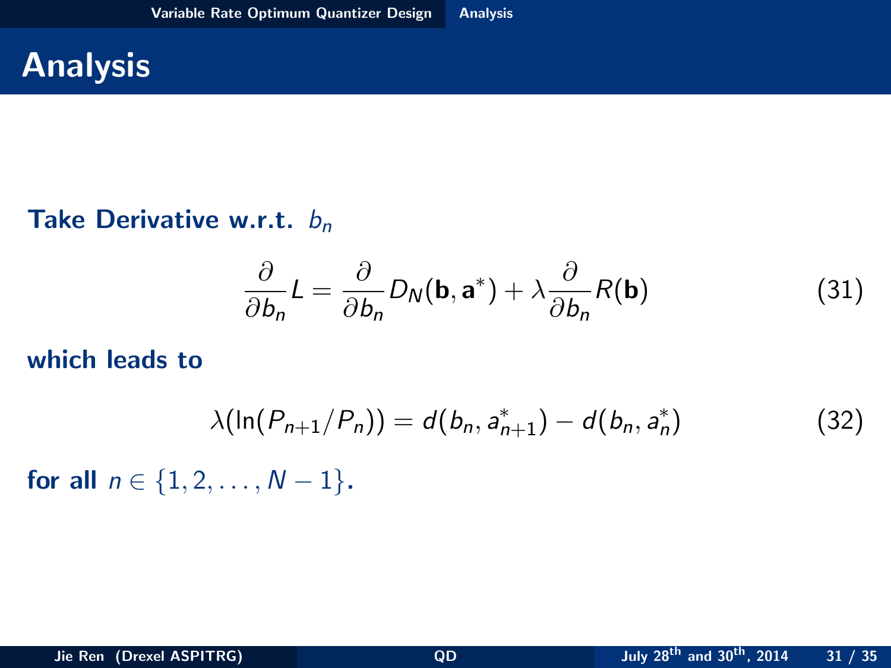# Analysis

**Take Derivative w.r.t.** $b_n$

$$\frac{\partial}{\partial b_n} L = \frac{\partial}{\partial b_n} D_N(\mathbf{b}, \mathbf{a}^*) + \lambda \frac{\partial}{\partial b_n} R(\mathbf{b}) \tag{31}$$

**which leads to**

$$\lambda(\ln(P_{n+1}/P_n)) = d(b_n, a^*_{n+1}) - d(b_n, a^*_n) \tag{32}$$

**for all** $n \in \{1, 2, \ldots, N-1\}$**.**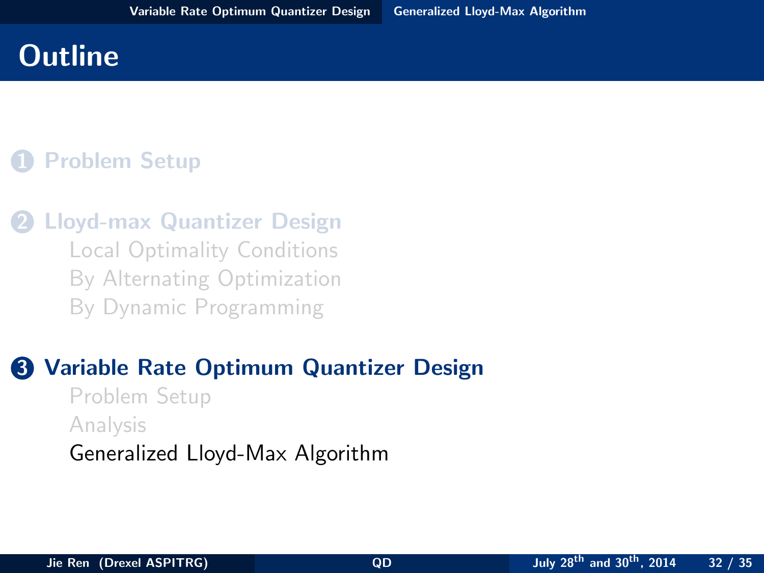# Outline

1. **Problem Setup**

2. **Lloyd-max Quantizer Design**
   - Local Optimality Conditions
   - By Alternating Optimization
   - By Dynamic Programming

3. **Variable Rate Optimum Quantizer Design**
   - Problem Setup
   - Analysis
   - Generalized Lloyd-Max Algorithm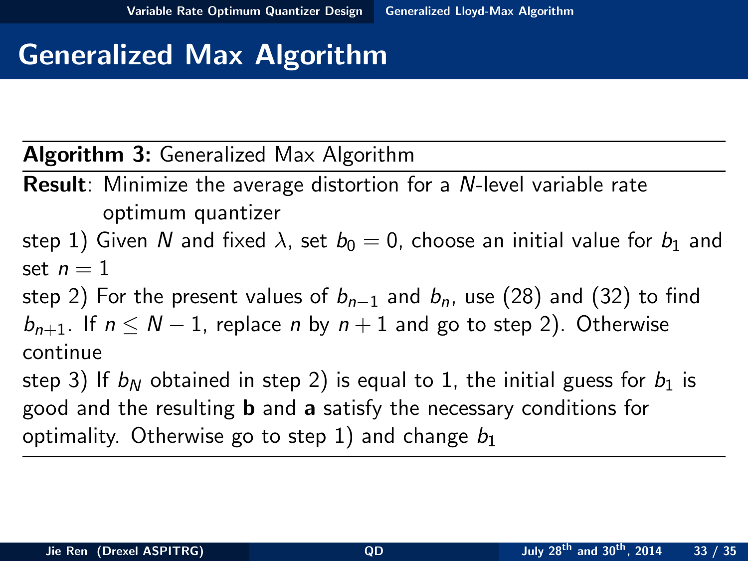# Generalized Max Algorithm

**Algorithm 3:** Generalized Max Algorithm

**Result**: Minimize the average distortion for a $N$-level variable rate optimum quantizer

step 1) Given $N$ and fixed $\lambda$, set $b_0 = 0$, choose an initial value for $b_1$ and set $n = 1$

step 2) For the present values of $b_{n-1}$ and $b_n$, use (28) and (32) to find $b_{n+1}$. If $n \leq N - 1$, replace $n$ by $n + 1$ and go to step 2). Otherwise continue

step 3) If $b_N$ obtained in step 2) is equal to 1, the initial guess for $b_1$ is good and the resulting $\mathbf{b}$ and $\mathbf{a}$ satisfy the necessary conditions for optimality. Otherwise go to step 1) and change $b_1$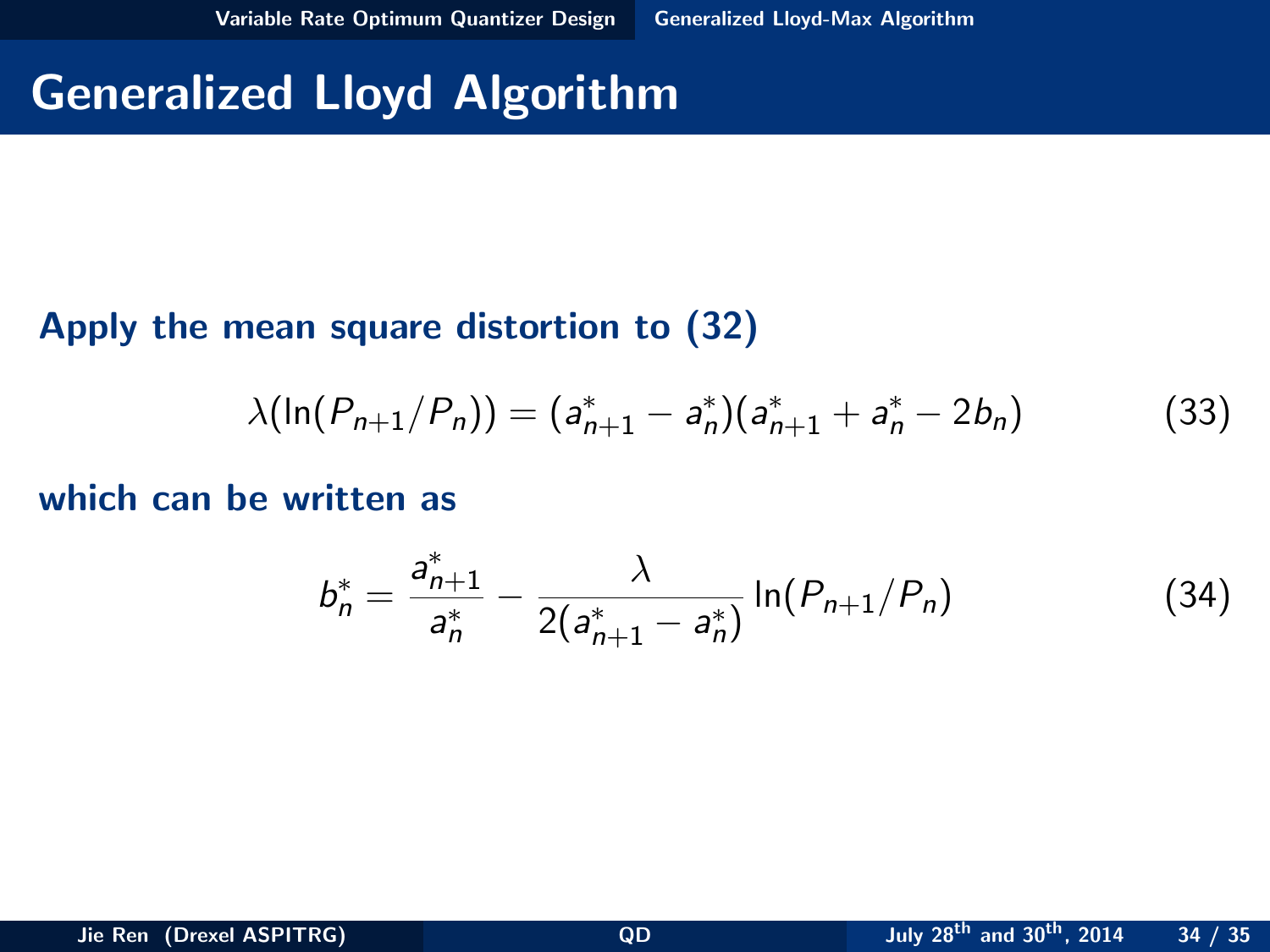# Generalized Lloyd Algorithm

**Apply the mean square distortion to (32)**

$$\lambda(\ln(P_{n+1}/P_n)) = (a^*_{n+1} - a^*_n)(a^*_{n+1} + a^*_n - 2b_n) \tag{33}$$

**which can be written as**

$$b^*_n = \frac{a^*_{n+1}}{a^*_n} - \frac{\lambda}{2(a^*_{n+1} - a^*_n)} \ln(P_{n+1}/P_n) \tag{34}$$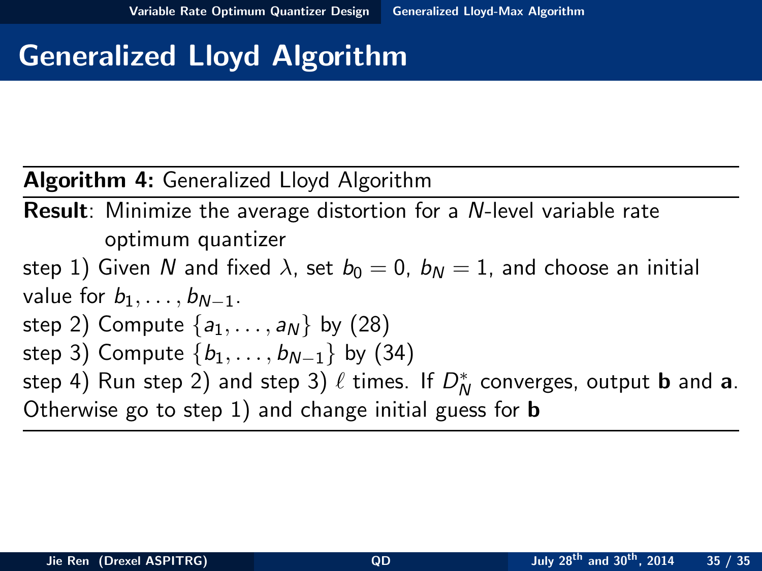# Generalized Lloyd Algorithm

**Algorithm 4:** Generalized Lloyd Algorithm

**Result**: Minimize the average distortion for a $N$-level variable rate optimum quantizer

step 1) Given $N$ and fixed $\lambda$, set $b_0 = 0$, $b_N = 1$, and choose an initial value for $b_1, \ldots, b_{N-1}$.

step 2) Compute $\{a_1, \ldots, a_N\}$ by (28)

step 3) Compute $\{b_1, \ldots, b_{N-1}\}$ by (34)

step 4) Run step 2) and step 3) $\ell$ times. If $D_N^*$ converges, output $\mathbf{b}$ and $\mathbf{a}$. Otherwise go to step 1) and change initial guess for $\mathbf{b}$